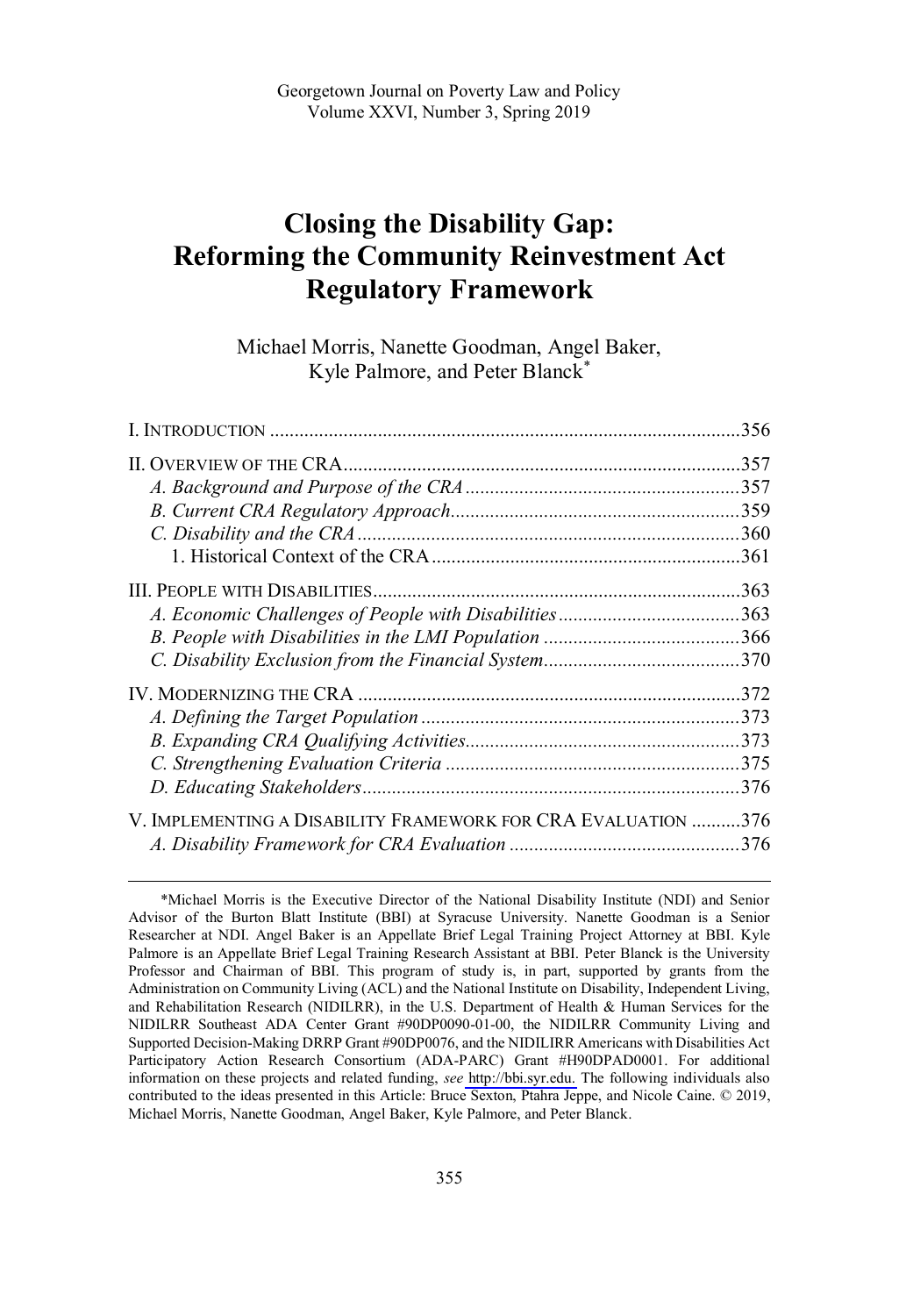Georgetown Journal on Poverty Law and Policy
Volume XXVI, Number 3, Spring 2019

# Closing the Disability Gap: Reforming the Community Reinvestment Act Regulatory Framework

Michael Morris, Nanette Goodman, Angel Baker, Kyle Palmore, and Peter Blanck*

I. INTRODUCTION ....................................................................................356

II. OVERVIEW OF THE CRA....................................................................357
*A. Background and Purpose of the CRA*..................................................357
*B. Current CRA Regulatory Approach*.....................................................359
*C. Disability and the CRA*.......................................................................360
1. Historical Context of the CRA.........................................................361

III. PEOPLE WITH DISABILITIES...............................................................363
*A. Economic Challenges of People with Disabilities*................................363
*B. People with Disabilities in the LMI Population*..................................366
*C. Disability Exclusion from the Financial System*..................................370

IV. MODERNIZING THE CRA ...................................................................372
*A. Defining the Target Population*...........................................................373
*B. Expanding CRA Qualifying Activities*.................................................373
*C. Strengthening Evaluation Criteria*......................................................375
*D. Educating Stakeholders*.......................................................................376

V. IMPLEMENTING A DISABILITY FRAMEWORK FOR CRA EVALUATION ..........376
*A. Disability Framework for CRA Evaluation*..........................................376

---

*Michael Morris is the Executive Director of the National Disability Institute (NDI) and Senior Advisor of the Burton Blatt Institute (BBI) at Syracuse University. Nanette Goodman is a Senior Researcher at NDI. Angel Baker is an Appellate Brief Legal Training Project Attorney at BBI. Kyle Palmore is an Appellate Brief Legal Training Research Assistant at BBI. Peter Blanck is the University Professor and Chairman of BBI. This program of study is, in part, supported by grants from the Administration on Community Living (ACL) and the National Institute on Disability, Independent Living, and Rehabilitation Research (NIDILRR), in the U.S. Department of Health & Human Services for the NIDILRR Southeast ADA Center Grant #90DP0090-01-00, the NIDILRR Community Living and Supported Decision-Making DRRP Grant #90DP0076, and the NIDILIRR Americans with Disabilities Act Participatory Action Research Consortium (ADA-PARC) Grant #H90DPAD0001. For additional information on these projects and related funding, *see* http://bbi.syr.edu. The following individuals also contributed to the ideas presented in this Article: Bruce Sexton, Ptahra Jeppe, and Nicole Caine. © 2019, Michael Morris, Nanette Goodman, Angel Baker, Kyle Palmore, and Peter Blanck.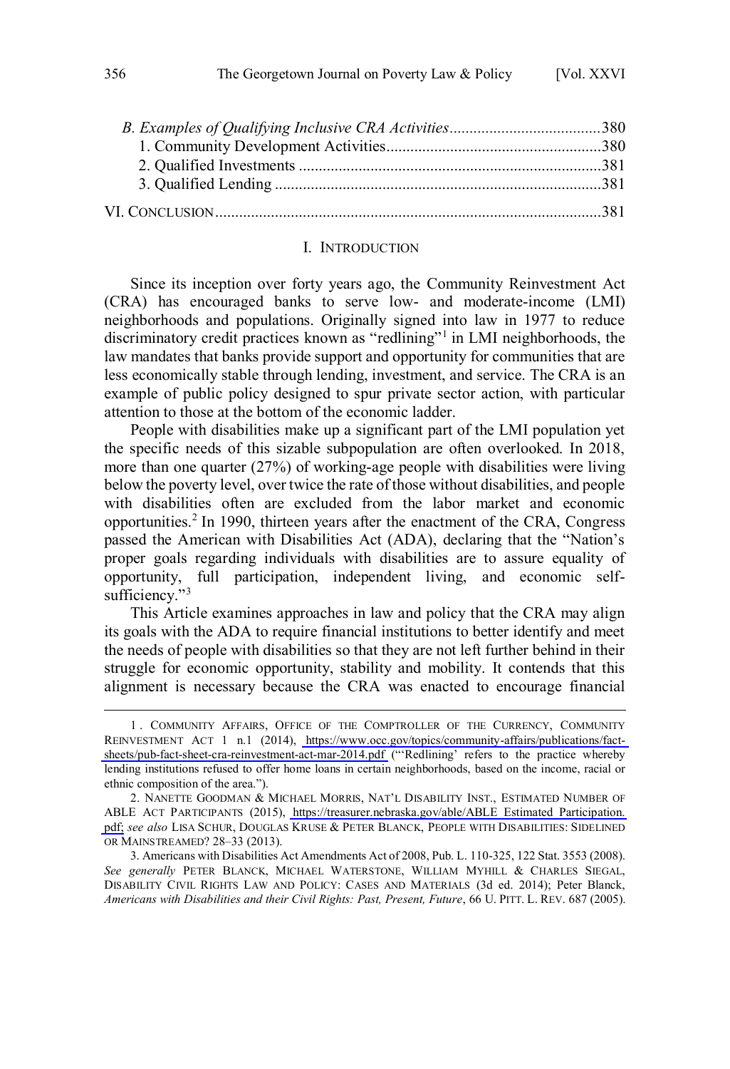*B. Examples of Qualifying Inclusive CRA Activities*......................................380
1. Community Development Activities......................................................380
2. Qualified Investments ............................................................................381
3. Qualified Lending ..................................................................................381

VI. CONCLUSION.................................................................................................381

## I. INTRODUCTION

Since its inception over forty years ago, the Community Reinvestment Act (CRA) has encouraged banks to serve low- and moderate-income (LMI) neighborhoods and populations. Originally signed into law in 1977 to reduce discriminatory credit practices known as "redlining"[1] in LMI neighborhoods, the law mandates that banks provide support and opportunity for communities that are less economically stable through lending, investment, and service. The CRA is an example of public policy designed to spur private sector action, with particular attention to those at the bottom of the economic ladder.

People with disabilities make up a significant part of the LMI population yet the specific needs of this sizable subpopulation are often overlooked. In 2018, more than one quarter (27%) of working-age people with disabilities were living below the poverty level, over twice the rate of those without disabilities, and people with disabilities often are excluded from the labor market and economic opportunities.[2] In 1990, thirteen years after the enactment of the CRA, Congress passed the American with Disabilities Act (ADA), declaring that the "Nation's proper goals regarding individuals with disabilities are to assure equality of opportunity, full participation, independent living, and economic self-sufficiency."[3]

This Article examines approaches in law and policy that the CRA may align its goals with the ADA to require financial institutions to better identify and meet the needs of people with disabilities so that they are not left further behind in their struggle for economic opportunity, stability and mobility. It contends that this alignment is necessary because the CRA was enacted to encourage financial

---

1. COMMUNITY AFFAIRS, OFFICE OF THE COMPTROLLER OF THE CURRENCY, COMMUNITY REINVESTMENT ACT 1 n.1 (2014), https://www.occ.gov/topics/community-affairs/publications/fact-sheets/pub-fact-sheet-cra-reinvestment-act-mar-2014.pdf ("'Redlining' refers to the practice whereby lending institutions refused to offer home loans in certain neighborhoods, based on the income, racial or ethnic composition of the area.").

2. NANETTE GOODMAN & MICHAEL MORRIS, NAT'L DISABILITY INST., ESTIMATED NUMBER OF ABLE ACT PARTICIPANTS (2015), https://treasurer.nebraska.gov/able/ABLE_Estimated_Participation.pdf; *see also* LISA SCHUR, DOUGLAS KRUSE & PETER BLANCK, PEOPLE WITH DISABILITIES: SIDELINED OR MAINSTREAMED? 28–33 (2013).

3. Americans with Disabilities Act Amendments Act of 2008, Pub. L. 110-325, 122 Stat. 3553 (2008). *See generally* PETER BLANCK, MICHAEL WATERSTONE, WILLIAM MYHILL & CHARLES SIEGAL, DISABILITY CIVIL RIGHTS LAW AND POLICY: CASES AND MATERIALS (3d ed. 2014); Peter Blanck, *Americans with Disabilities and their Civil Rights: Past, Present, Future*, 66 U. PITT. L. REV. 687 (2005).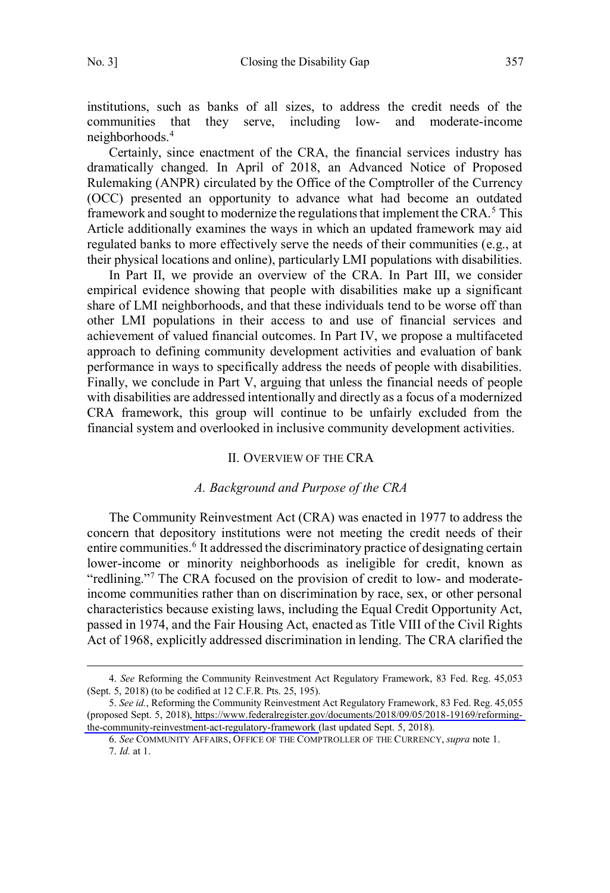institutions, such as banks of all sizes, to address the credit needs of the communities that they serve, including low- and moderate-income neighborhoods.[4]

Certainly, since enactment of the CRA, the financial services industry has dramatically changed. In April of 2018, an Advanced Notice of Proposed Rulemaking (ANPR) circulated by the Office of the Comptroller of the Currency (OCC) presented an opportunity to advance what had become an outdated framework and sought to modernize the regulations that implement the CRA.[5] This Article additionally examines the ways in which an updated framework may aid regulated banks to more effectively serve the needs of their communities (e.g., at their physical locations and online), particularly LMI populations with disabilities.

In Part II, we provide an overview of the CRA. In Part III, we consider empirical evidence showing that people with disabilities make up a significant share of LMI neighborhoods, and that these individuals tend to be worse off than other LMI populations in their access to and use of financial services and achievement of valued financial outcomes. In Part IV, we propose a multifaceted approach to defining community development activities and evaluation of bank performance in ways to specifically address the needs of people with disabilities. Finally, we conclude in Part V, arguing that unless the financial needs of people with disabilities are addressed intentionally and directly as a focus of a modernized CRA framework, this group will continue to be unfairly excluded from the financial system and overlooked in inclusive community development activities.

## II. Overview of the CRA

### *A. Background and Purpose of the CRA*

The Community Reinvestment Act (CRA) was enacted in 1977 to address the concern that depository institutions were not meeting the credit needs of their entire communities.[6] It addressed the discriminatory practice of designating certain lower-income or minority neighborhoods as ineligible for credit, known as "redlining."[7] The CRA focused on the provision of credit to low- and moderate-income communities rather than on discrimination by race, sex, or other personal characteristics because existing laws, including the Equal Credit Opportunity Act, passed in 1974, and the Fair Housing Act, enacted as Title VIII of the Civil Rights Act of 1968, explicitly addressed discrimination in lending. The CRA clarified the

---

4. *See* Reforming the Community Reinvestment Act Regulatory Framework, 83 Fed. Reg. 45,053 (Sept. 5, 2018) (to be codified at 12 C.F.R. Pts. 25, 195).

5. *See id.*, Reforming the Community Reinvestment Act Regulatory Framework, 83 Fed. Reg. 45,055 (proposed Sept. 5, 2018), https://www.federalregister.gov/documents/2018/09/05/2018-19169/reforming-the-community-reinvestment-act-regulatory-framework (last updated Sept. 5, 2018).

6. *See* Community Affairs, Office of the Comptroller of the Currency, *supra* note 1.

7. *Id.* at 1.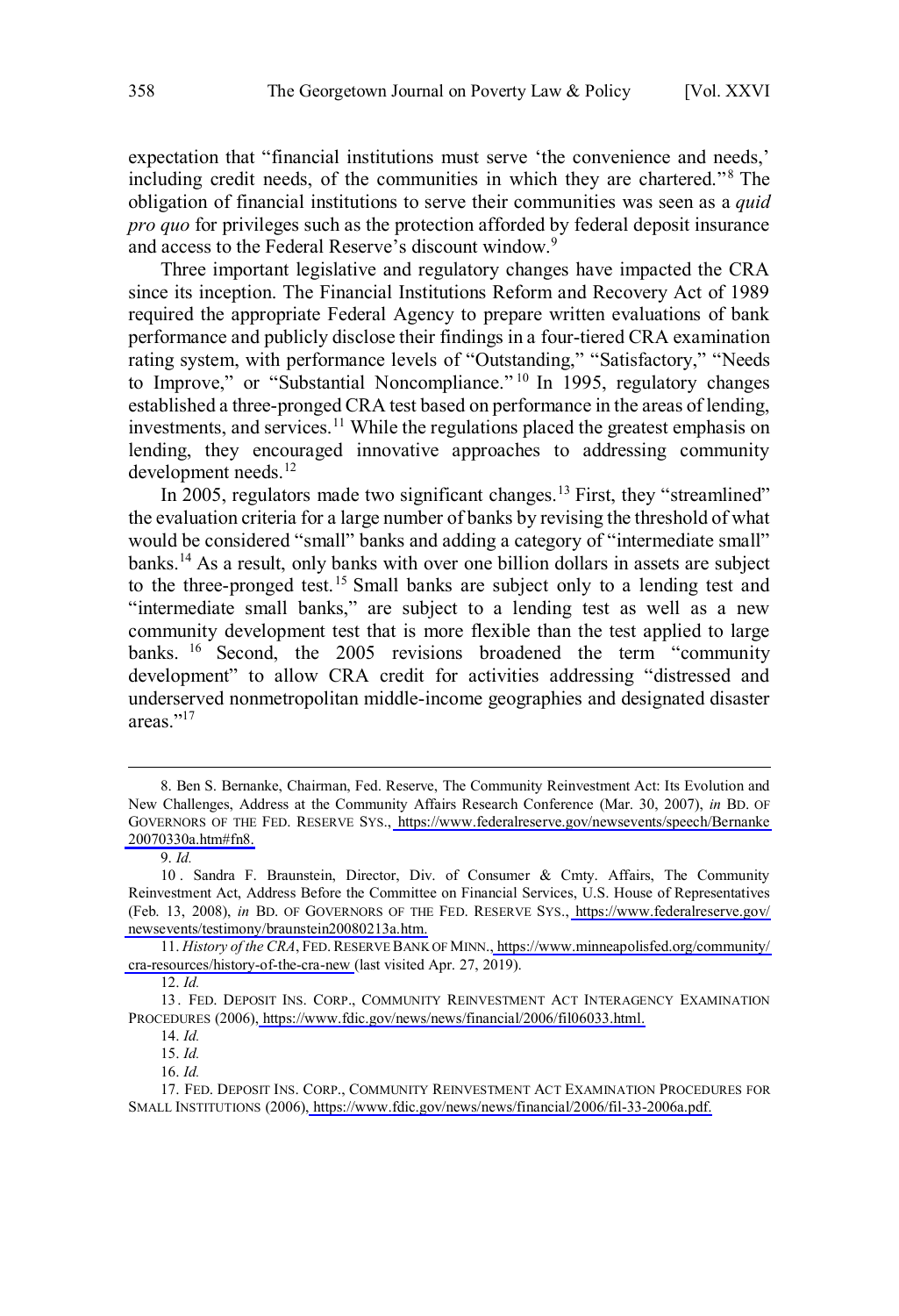expectation that "financial institutions must serve 'the convenience and needs,' including credit needs, of the communities in which they are chartered."[8] The obligation of financial institutions to serve their communities was seen as a *quid pro quo* for privileges such as the protection afforded by federal deposit insurance and access to the Federal Reserve's discount window.[9]

Three important legislative and regulatory changes have impacted the CRA since its inception. The Financial Institutions Reform and Recovery Act of 1989 required the appropriate Federal Agency to prepare written evaluations of bank performance and publicly disclose their findings in a four-tiered CRA examination rating system, with performance levels of "Outstanding," "Satisfactory," "Needs to Improve," or "Substantial Noncompliance."[10] In 1995, regulatory changes established a three-pronged CRA test based on performance in the areas of lending, investments, and services.[11] While the regulations placed the greatest emphasis on lending, they encouraged innovative approaches to addressing community development needs.[12]

In 2005, regulators made two significant changes.[13] First, they "streamlined" the evaluation criteria for a large number of banks by revising the threshold of what would be considered "small" banks and adding a category of "intermediate small" banks.[14] As a result, only banks with over one billion dollars in assets are subject to the three-pronged test.[15] Small banks are subject only to a lending test and "intermediate small banks," are subject to a lending test as well as a new community development test that is more flexible than the test applied to large banks.[16] Second, the 2005 revisions broadened the term "community development" to allow CRA credit for activities addressing "distressed and underserved nonmetropolitan middle-income geographies and designated disaster areas."[17]

---

8. Ben S. Bernanke, Chairman, Fed. Reserve, The Community Reinvestment Act: Its Evolution and New Challenges, Address at the Community Affairs Research Conference (Mar. 30, 2007), *in* BD. OF GOVERNORS OF THE FED. RESERVE SYS., https://www.federalreserve.gov/newsevents/speech/Bernanke20070330a.htm#fn8.

9. *Id.*

10. Sandra F. Braunstein, Director, Div. of Consumer & Cmty. Affairs, The Community Reinvestment Act, Address Before the Committee on Financial Services, U.S. House of Representatives (Feb. 13, 2008), *in* BD. OF GOVERNORS OF THE FED. RESERVE SYS., https://www.federalreserve.gov/newsevents/testimony/braunstein20080213a.htm.

11. *History of the CRA*, FED. RESERVE BANK OF MINN., https://www.minneapolisfed.org/community/cra-resources/history-of-the-cra-new (last visited Apr. 27, 2019).

12. *Id.*

13. FED. DEPOSIT INS. CORP., COMMUNITY REINVESTMENT ACT INTERAGENCY EXAMINATION PROCEDURES (2006), https://www.fdic.gov/news/news/financial/2006/fil06033.html.

14. *Id.*

15. *Id.*

16. *Id.*

17. FED. DEPOSIT INS. CORP., COMMUNITY REINVESTMENT ACT EXAMINATION PROCEDURES FOR SMALL INSTITUTIONS (2006), https://www.fdic.gov/news/news/financial/2006/fil-33-2006a.pdf.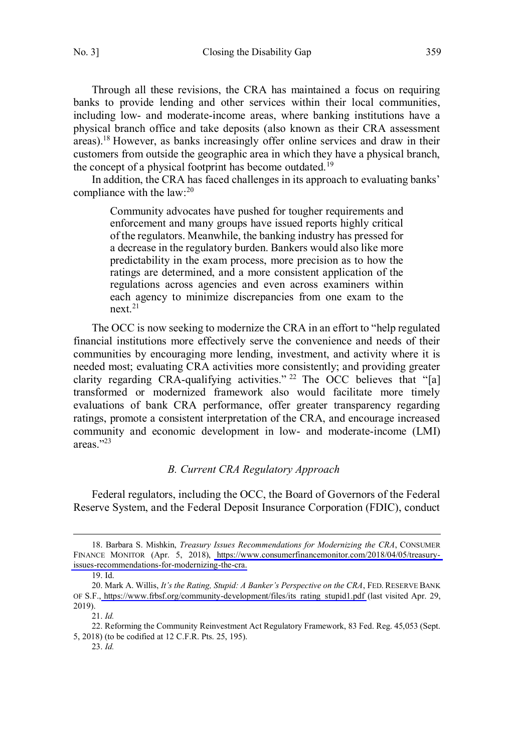Through all these revisions, the CRA has maintained a focus on requiring banks to provide lending and other services within their local communities, including low- and moderate-income areas, where banking institutions have a physical branch office and take deposits (also known as their CRA assessment areas).[18] However, as banks increasingly offer online services and draw in their customers from outside the geographic area in which they have a physical branch, the concept of a physical footprint has become outdated.[19]

In addition, the CRA has faced challenges in its approach to evaluating banks' compliance with the law:[20]

> Community advocates have pushed for tougher requirements and enforcement and many groups have issued reports highly critical of the regulators. Meanwhile, the banking industry has pressed for a decrease in the regulatory burden. Bankers would also like more predictability in the exam process, more precision as to how the ratings are determined, and a more consistent application of the regulations across agencies and even across examiners within each agency to minimize discrepancies from one exam to the next.[21]

The OCC is now seeking to modernize the CRA in an effort to "help regulated financial institutions more effectively serve the convenience and needs of their communities by encouraging more lending, investment, and activity where it is needed most; evaluating CRA activities more consistently; and providing greater clarity regarding CRA-qualifying activities."[22] The OCC believes that "[a] transformed or modernized framework also would facilitate more timely evaluations of bank CRA performance, offer greater transparency regarding ratings, promote a consistent interpretation of the CRA, and encourage increased community and economic development in low- and moderate-income (LMI) areas."[23]

### *B. Current CRA Regulatory Approach*

Federal regulators, including the OCC, the Board of Governors of the Federal Reserve System, and the Federal Deposit Insurance Corporation (FDIC), conduct

---

18. Barbara S. Mishkin, *Treasury Issues Recommendations for Modernizing the CRA*, CONSUMER FINANCE MONITOR (Apr. 5, 2018), https://www.consumerfinancemonitor.com/2018/04/05/treasury-issues-recommendations-for-modernizing-the-cra.

19. Id.

20. Mark A. Willis, *It's the Rating, Stupid: A Banker's Perspective on the CRA*, FED. RESERVE BANK OF S.F., https://www.frbsf.org/community-development/files/its_rating_stupid1.pdf (last visited Apr. 29, 2019).

21. *Id.*

22. Reforming the Community Reinvestment Act Regulatory Framework, 83 Fed. Reg. 45,053 (Sept. 5, 2018) (to be codified at 12 C.F.R. Pts. 25, 195).

23. *Id.*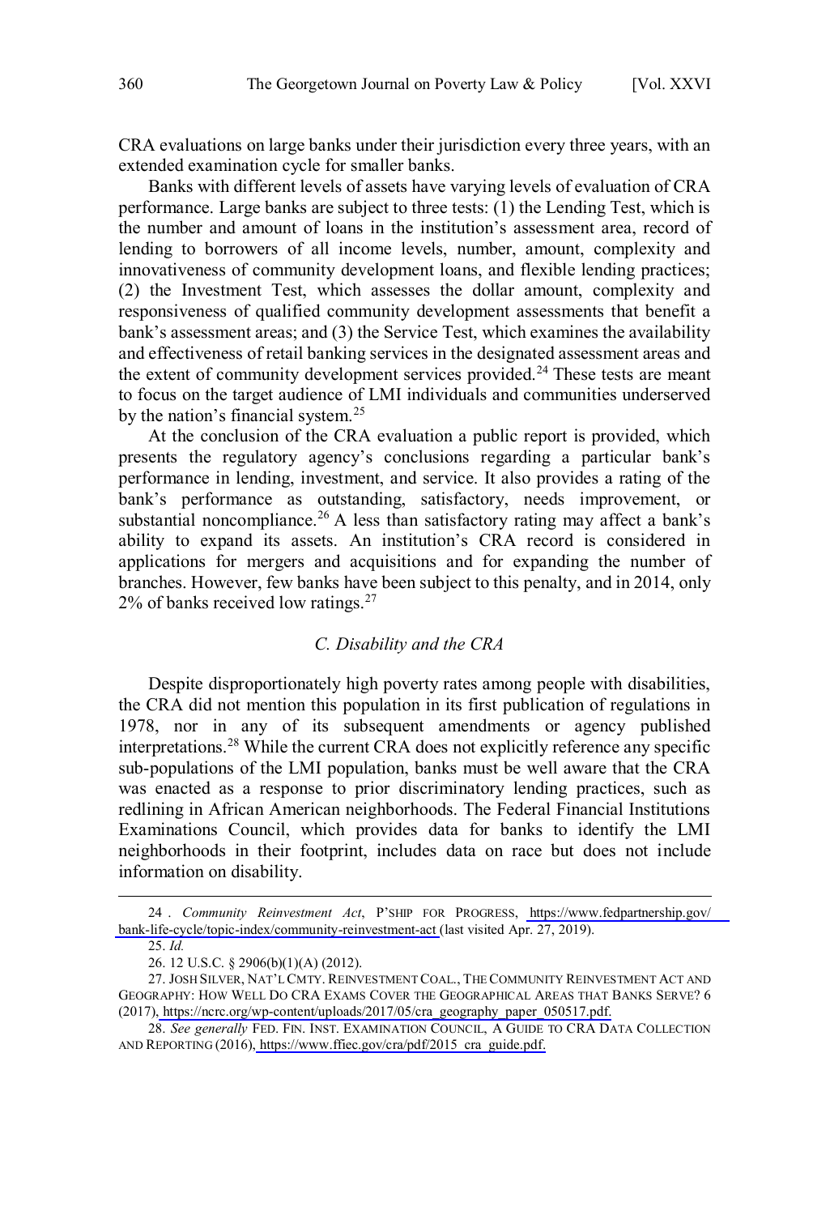CRA evaluations on large banks under their jurisdiction every three years, with an extended examination cycle for smaller banks.

Banks with different levels of assets have varying levels of evaluation of CRA performance. Large banks are subject to three tests: (1) the Lending Test, which is the number and amount of loans in the institution's assessment area, record of lending to borrowers of all income levels, number, amount, complexity and innovativeness of community development loans, and flexible lending practices; (2) the Investment Test, which assesses the dollar amount, complexity and responsiveness of qualified community development assessments that benefit a bank's assessment areas; and (3) the Service Test, which examines the availability and effectiveness of retail banking services in the designated assessment areas and the extent of community development services provided.[24] These tests are meant to focus on the target audience of LMI individuals and communities underserved by the nation's financial system.[25]

At the conclusion of the CRA evaluation a public report is provided, which presents the regulatory agency's conclusions regarding a particular bank's performance in lending, investment, and service. It also provides a rating of the bank's performance as outstanding, satisfactory, needs improvement, or substantial noncompliance.[26] A less than satisfactory rating may affect a bank's ability to expand its assets. An institution's CRA record is considered in applications for mergers and acquisitions and for expanding the number of branches. However, few banks have been subject to this penalty, and in 2014, only 2% of banks received low ratings.[27]

### *C. Disability and the CRA*

Despite disproportionately high poverty rates among people with disabilities, the CRA did not mention this population in its first publication of regulations in 1978, nor in any of its subsequent amendments or agency published interpretations.[28] While the current CRA does not explicitly reference any specific sub-populations of the LMI population, banks must be well aware that the CRA was enacted as a response to prior discriminatory lending practices, such as redlining in African American neighborhoods. The Federal Financial Institutions Examinations Council, which provides data for banks to identify the LMI neighborhoods in their footprint, includes data on race but does not include information on disability.

---

24 . *Community Reinvestment Act*, P'SHIP FOR PROGRESS, https://www.fedpartnership.gov/bank-life-cycle/topic-index/community-reinvestment-act (last visited Apr. 27, 2019).

25. *Id.*

26. 12 U.S.C. § 2906(b)(1)(A) (2012).

27. JOSH SILVER, NAT'L CMTY. REINVESTMENT COAL., THE COMMUNITY REINVESTMENT ACT AND GEOGRAPHY: HOW WELL DO CRA EXAMS COVER THE GEOGRAPHICAL AREAS THAT BANKS SERVE? 6 (2017), https://ncrc.org/wp-content/uploads/2017/05/cra_geography_paper_050517.pdf.

28. *See generally* FED. FIN. INST. EXAMINATION COUNCIL, A GUIDE TO CRA DATA COLLECTION AND REPORTING (2016), https://www.ffiec.gov/cra/pdf/2015_cra_guide.pdf.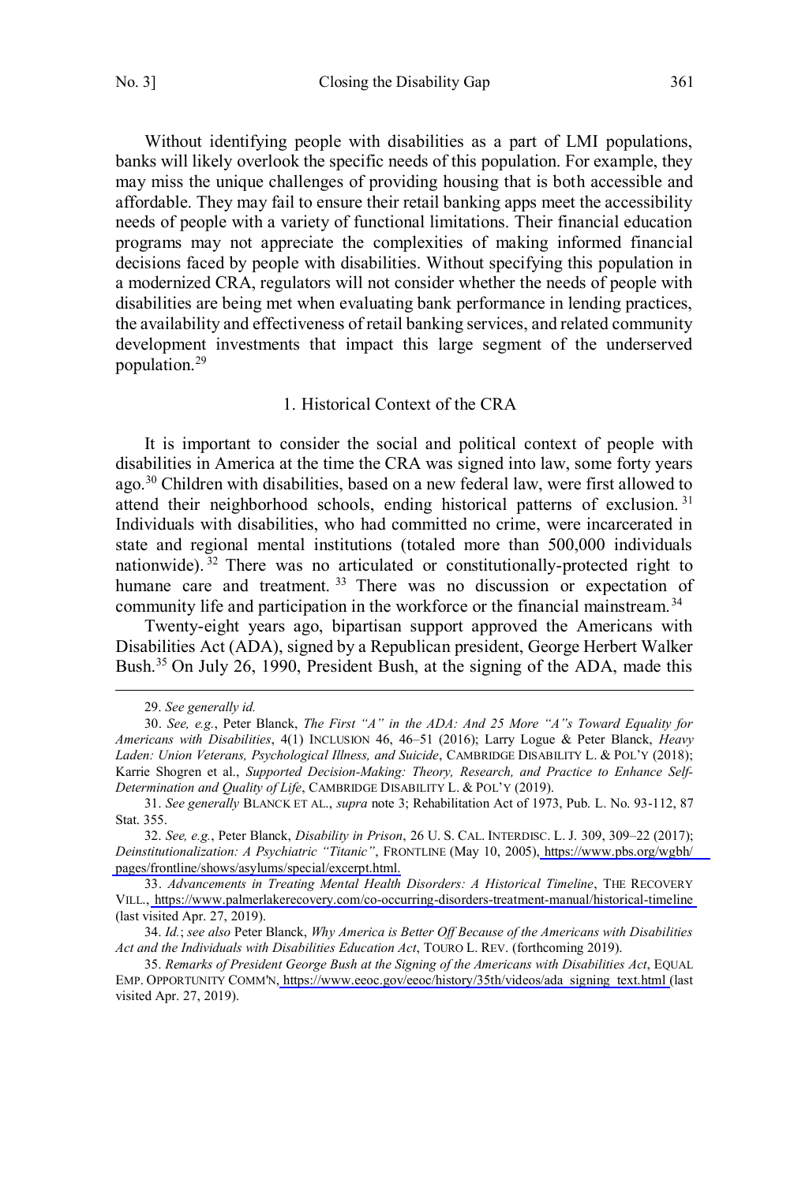Without identifying people with disabilities as a part of LMI populations, banks will likely overlook the specific needs of this population. For example, they may miss the unique challenges of providing housing that is both accessible and affordable. They may fail to ensure their retail banking apps meet the accessibility needs of people with a variety of functional limitations. Their financial education programs may not appreciate the complexities of making informed financial decisions faced by people with disabilities. Without specifying this population in a modernized CRA, regulators will not consider whether the needs of people with disabilities are being met when evaluating bank performance in lending practices, the availability and effectiveness of retail banking services, and related community development investments that impact this large segment of the underserved population.[29]

### 1. Historical Context of the CRA

It is important to consider the social and political context of people with disabilities in America at the time the CRA was signed into law, some forty years ago.[30] Children with disabilities, based on a new federal law, were first allowed to attend their neighborhood schools, ending historical patterns of exclusion.[31] Individuals with disabilities, who had committed no crime, were incarcerated in state and regional mental institutions (totaled more than 500,000 individuals nationwide).[32] There was no articulated or constitutionally-protected right to humane care and treatment.[33] There was no discussion or expectation of community life and participation in the workforce or the financial mainstream.[34]

Twenty-eight years ago, bipartisan support approved the Americans with Disabilities Act (ADA), signed by a Republican president, George Herbert Walker Bush.[35] On July 26, 1990, President Bush, at the signing of the ADA, made this

---

29. *See generally id.*

30. *See, e.g.*, Peter Blanck, *The First "A" in the ADA: And 25 More "A"s Toward Equality for Americans with Disabilities*, 4(1) INCLUSION 46, 46–51 (2016); Larry Logue & Peter Blanck, *Heavy Laden: Union Veterans, Psychological Illness, and Suicide*, CAMBRIDGE DISABILITY L. & POL'Y (2018); Karrie Shogren et al., *Supported Decision-Making: Theory, Research, and Practice to Enhance Self-Determination and Quality of Life*, CAMBRIDGE DISABILITY L. & POL'Y (2019).

31. *See generally* BLANCK ET AL., *supra* note 3; Rehabilitation Act of 1973, Pub. L. No. 93-112, 87 Stat. 355.

32. *See, e.g.*, Peter Blanck, *Disability in Prison*, 26 U. S. CAL. INTERDISC. L. J. 309, 309–22 (2017); *Deinstitutionalization: A Psychiatric "Titanic"*, FRONTLINE (May 10, 2005), https://www.pbs.org/wgbh/pages/frontline/shows/asylums/special/excerpt.html.

33. *Advancements in Treating Mental Health Disorders: A Historical Timeline*, THE RECOVERY VILL., https://www.palmerlakerecovery.com/co-occurring-disorders-treatment-manual/historical-timeline (last visited Apr. 27, 2019).

34. *Id.*; *see also* Peter Blanck, *Why America is Better Off Because of the Americans with Disabilities Act and the Individuals with Disabilities Education Act*, TOURO L. REV. (forthcoming 2019).

35. *Remarks of President George Bush at the Signing of the Americans with Disabilities Act*, EQUAL EMP. OPPORTUNITY COMM'N, https://www.eeoc.gov/eeoc/history/35th/videos/ada_signing_text.html (last visited Apr. 27, 2019).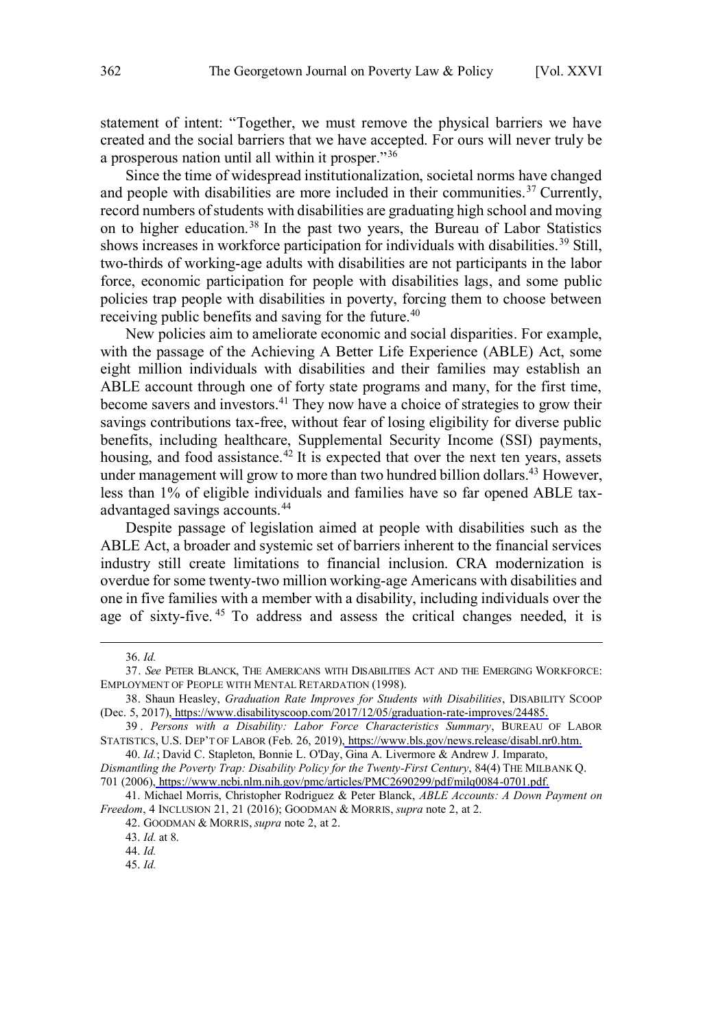statement of intent: "Together, we must remove the physical barriers we have created and the social barriers that we have accepted. For ours will never truly be a prosperous nation until all within it prosper."[36]

Since the time of widespread institutionalization, societal norms have changed and people with disabilities are more included in their communities.[37] Currently, record numbers of students with disabilities are graduating high school and moving on to higher education.[38] In the past two years, the Bureau of Labor Statistics shows increases in workforce participation for individuals with disabilities.[39] Still, two-thirds of working-age adults with disabilities are not participants in the labor force, economic participation for people with disabilities lags, and some public policies trap people with disabilities in poverty, forcing them to choose between receiving public benefits and saving for the future.[40]

New policies aim to ameliorate economic and social disparities. For example, with the passage of the Achieving A Better Life Experience (ABLE) Act, some eight million individuals with disabilities and their families may establish an ABLE account through one of forty state programs and many, for the first time, become savers and investors.[41] They now have a choice of strategies to grow their savings contributions tax-free, without fear of losing eligibility for diverse public benefits, including healthcare, Supplemental Security Income (SSI) payments, housing, and food assistance.[42] It is expected that over the next ten years, assets under management will grow to more than two hundred billion dollars.[43] However, less than 1% of eligible individuals and families have so far opened ABLE tax-advantaged savings accounts.[44]

Despite passage of legislation aimed at people with disabilities such as the ABLE Act, a broader and systemic set of barriers inherent to the financial services industry still create limitations to financial inclusion. CRA modernization is overdue for some twenty-two million working-age Americans with disabilities and one in five families with a member with a disability, including individuals over the age of sixty-five.[45] To address and assess the critical changes needed, it is

---

36. *Id.*

37. *See* PETER BLANCK, THE AMERICANS WITH DISABILITIES ACT AND THE EMERGING WORKFORCE: EMPLOYMENT OF PEOPLE WITH MENTAL RETARDATION (1998).

38. Shaun Heasley, *Graduation Rate Improves for Students with Disabilities*, DISABILITY SCOOP (Dec. 5, 2017), https://www.disabilityscoop.com/2017/12/05/graduation-rate-improves/24485.

39. *Persons with a Disability: Labor Force Characteristics Summary*, BUREAU OF LABOR STATISTICS, U.S. DEP'T OF LABOR (Feb. 26, 2019), https://www.bls.gov/news.release/disabl.nr0.htm.

40. *Id.*; David C. Stapleton, Bonnie L. O'Day, Gina A. Livermore & Andrew J. Imparato, *Dismantling the Poverty Trap: Disability Policy for the Twenty-First Century*, 84(4) THE MILBANK Q. 701 (2006), https://www.ncbi.nlm.nih.gov/pmc/articles/PMC2690299/pdf/milq0084-0701.pdf.

41. Michael Morris, Christopher Rodriguez & Peter Blanck, *ABLE Accounts: A Down Payment on Freedom*, 4 INCLUSION 21, 21 (2016); GOODMAN & MORRIS, *supra* note 2, at 2.

42. GOODMAN & MORRIS, *supra* note 2, at 2.

43. *Id.* at 8.

44. *Id.*

45. *Id.*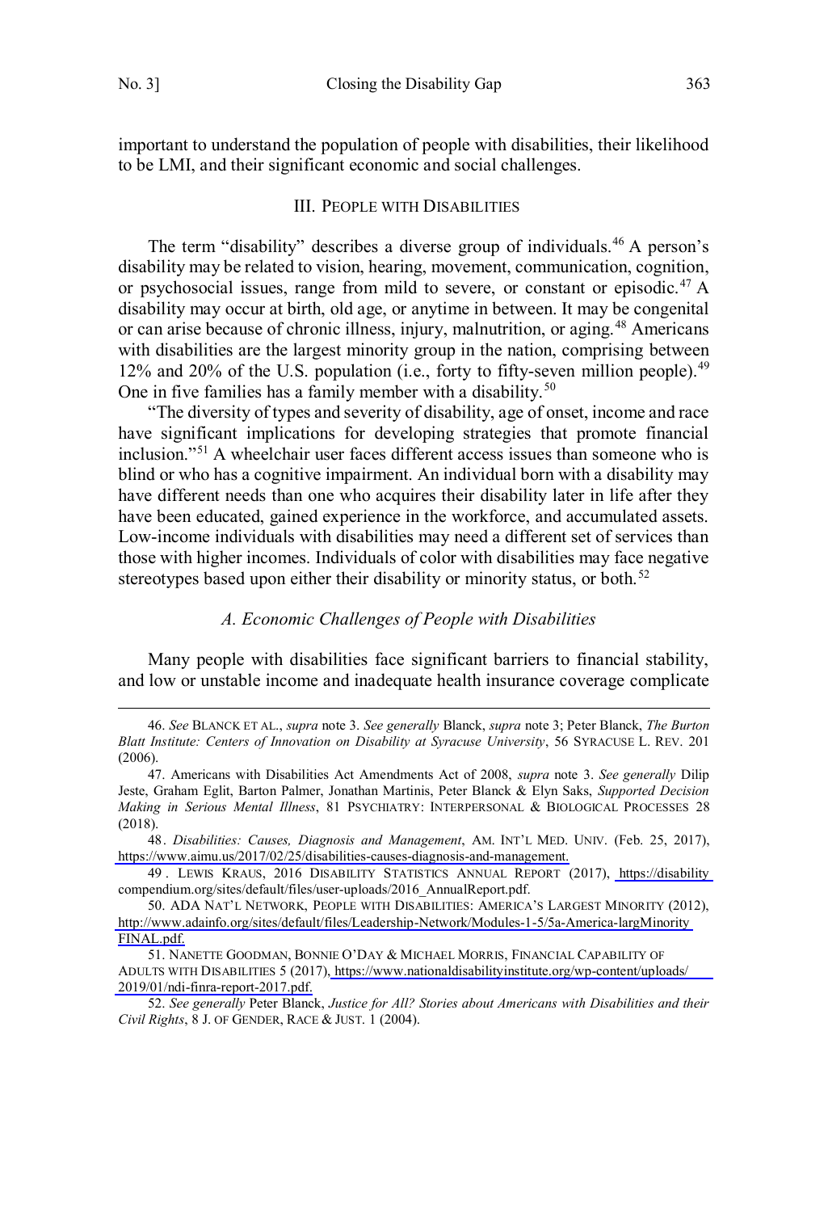important to understand the population of people with disabilities, their likelihood to be LMI, and their significant economic and social challenges.

## III. PEOPLE WITH DISABILITIES

The term "disability" describes a diverse group of individuals.[46] A person's disability may be related to vision, hearing, movement, communication, cognition, or psychosocial issues, range from mild to severe, or constant or episodic.[47] A disability may occur at birth, old age, or anytime in between. It may be congenital or can arise because of chronic illness, injury, malnutrition, or aging.[48] Americans with disabilities are the largest minority group in the nation, comprising between 12% and 20% of the U.S. population (i.e., forty to fifty-seven million people).[49] One in five families has a family member with a disability.[50]

"The diversity of types and severity of disability, age of onset, income and race have significant implications for developing strategies that promote financial inclusion."[51] A wheelchair user faces different access issues than someone who is blind or who has a cognitive impairment. An individual born with a disability may have different needs than one who acquires their disability later in life after they have been educated, gained experience in the workforce, and accumulated assets. Low-income individuals with disabilities may need a different set of services than those with higher incomes. Individuals of color with disabilities may face negative stereotypes based upon either their disability or minority status, or both.[52]

### *A. Economic Challenges of People with Disabilities*

Many people with disabilities face significant barriers to financial stability, and low or unstable income and inadequate health insurance coverage complicate

---

46. *See* BLANCK ET AL., *supra* note 3. *See generally* Blanck, *supra* note 3; Peter Blanck, *The Burton Blatt Institute: Centers of Innovation on Disability at Syracuse University*, 56 SYRACUSE L. REV. 201 (2006).

47. Americans with Disabilities Act Amendments Act of 2008, *supra* note 3. *See generally* Dilip Jeste, Graham Eglit, Barton Palmer, Jonathan Martinis, Peter Blanck & Elyn Saks, *Supported Decision Making in Serious Mental Illness*, 81 PSYCHIATRY: INTERPERSONAL & BIOLOGICAL PROCESSES 28 (2018).

48. *Disabilities: Causes, Diagnosis and Management*, AM. INT'L MED. UNIV. (Feb. 25, 2017), https://www.aimu.us/2017/02/25/disabilities-causes-diagnosis-and-management.

49. LEWIS KRAUS, 2016 DISABILITY STATISTICS ANNUAL REPORT (2017), https://disability compendium.org/sites/default/files/user-uploads/2016_AnnualReport.pdf.

50. ADA NAT'L NETWORK, PEOPLE WITH DISABILITIES: AMERICA'S LARGEST MINORITY (2012), http://www.adainfo.org/sites/default/files/Leadership-Network/Modules-1-5/5a-America-largMinority FINAL.pdf.

51. NANETTE GOODMAN, BONNIE O'DAY & MICHAEL MORRIS, FINANCIAL CAPABILITY OF ADULTS WITH DISABILITIES 5 (2017), https://www.nationaldisabilityinstitute.org/wp-content/uploads/ 2019/01/ndi-finra-report-2017.pdf.

52. *See generally* Peter Blanck, *Justice for All? Stories about Americans with Disabilities and their Civil Rights*, 8 J. OF GENDER, RACE & JUST. 1 (2004).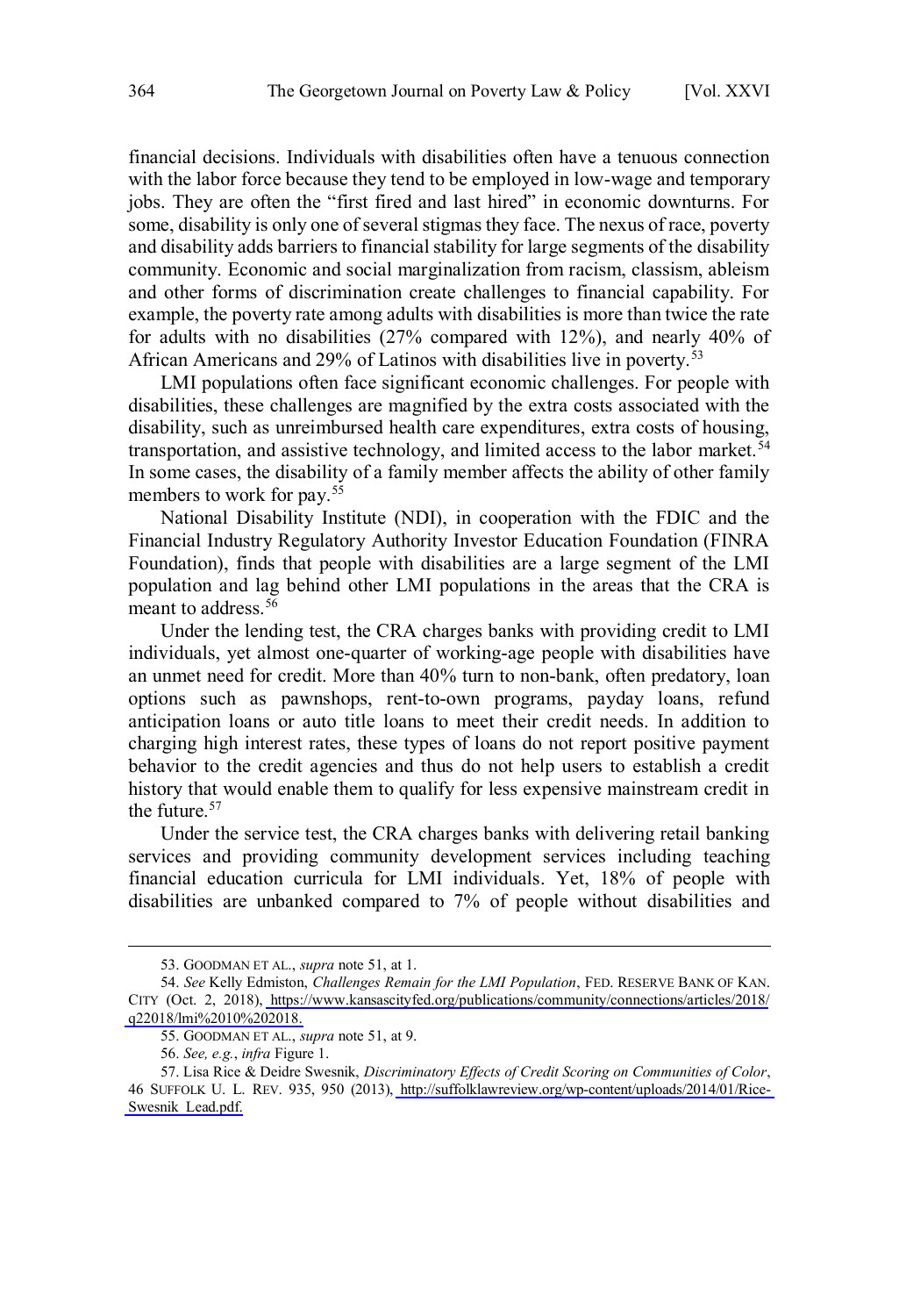financial decisions. Individuals with disabilities often have a tenuous connection with the labor force because they tend to be employed in low-wage and temporary jobs. They are often the "first fired and last hired" in economic downturns. For some, disability is only one of several stigmas they face. The nexus of race, poverty and disability adds barriers to financial stability for large segments of the disability community. Economic and social marginalization from racism, classism, ableism and other forms of discrimination create challenges to financial capability. For example, the poverty rate among adults with disabilities is more than twice the rate for adults with no disabilities (27% compared with 12%), and nearly 40% of African Americans and 29% of Latinos with disabilities live in poverty.[53]

LMI populations often face significant economic challenges. For people with disabilities, these challenges are magnified by the extra costs associated with the disability, such as unreimbursed health care expenditures, extra costs of housing, transportation, and assistive technology, and limited access to the labor market.[54] In some cases, the disability of a family member affects the ability of other family members to work for pay.[55]

National Disability Institute (NDI), in cooperation with the FDIC and the Financial Industry Regulatory Authority Investor Education Foundation (FINRA Foundation), finds that people with disabilities are a large segment of the LMI population and lag behind other LMI populations in the areas that the CRA is meant to address.[56]

Under the lending test, the CRA charges banks with providing credit to LMI individuals, yet almost one-quarter of working-age people with disabilities have an unmet need for credit. More than 40% turn to non-bank, often predatory, loan options such as pawnshops, rent-to-own programs, payday loans, refund anticipation loans or auto title loans to meet their credit needs. In addition to charging high interest rates, these types of loans do not report positive payment behavior to the credit agencies and thus do not help users to establish a credit history that would enable them to qualify for less expensive mainstream credit in the future.[57]

Under the service test, the CRA charges banks with delivering retail banking services and providing community development services including teaching financial education curricula for LMI individuals. Yet, 18% of people with disabilities are unbanked compared to 7% of people without disabilities and

---

53. GOODMAN ET AL., *supra* note 51, at 1.

54. *See* Kelly Edmiston, *Challenges Remain for the LMI Population*, FED. RESERVE BANK OF KAN. CITY (Oct. 2, 2018), https://www.kansascityfed.org/publications/community/connections/articles/2018/q22018/lmi%2010%202018.

55. GOODMAN ET AL., *supra* note 51, at 9.

56. *See, e.g.*, *infra* Figure 1.

57. Lisa Rice & Deidre Swesnik, *Discriminatory Effects of Credit Scoring on Communities of Color*, 46 SUFFOLK U. L. REV. 935, 950 (2013), http://suffolklawreview.org/wp-content/uploads/2014/01/Rice-Swesnik_Lead.pdf.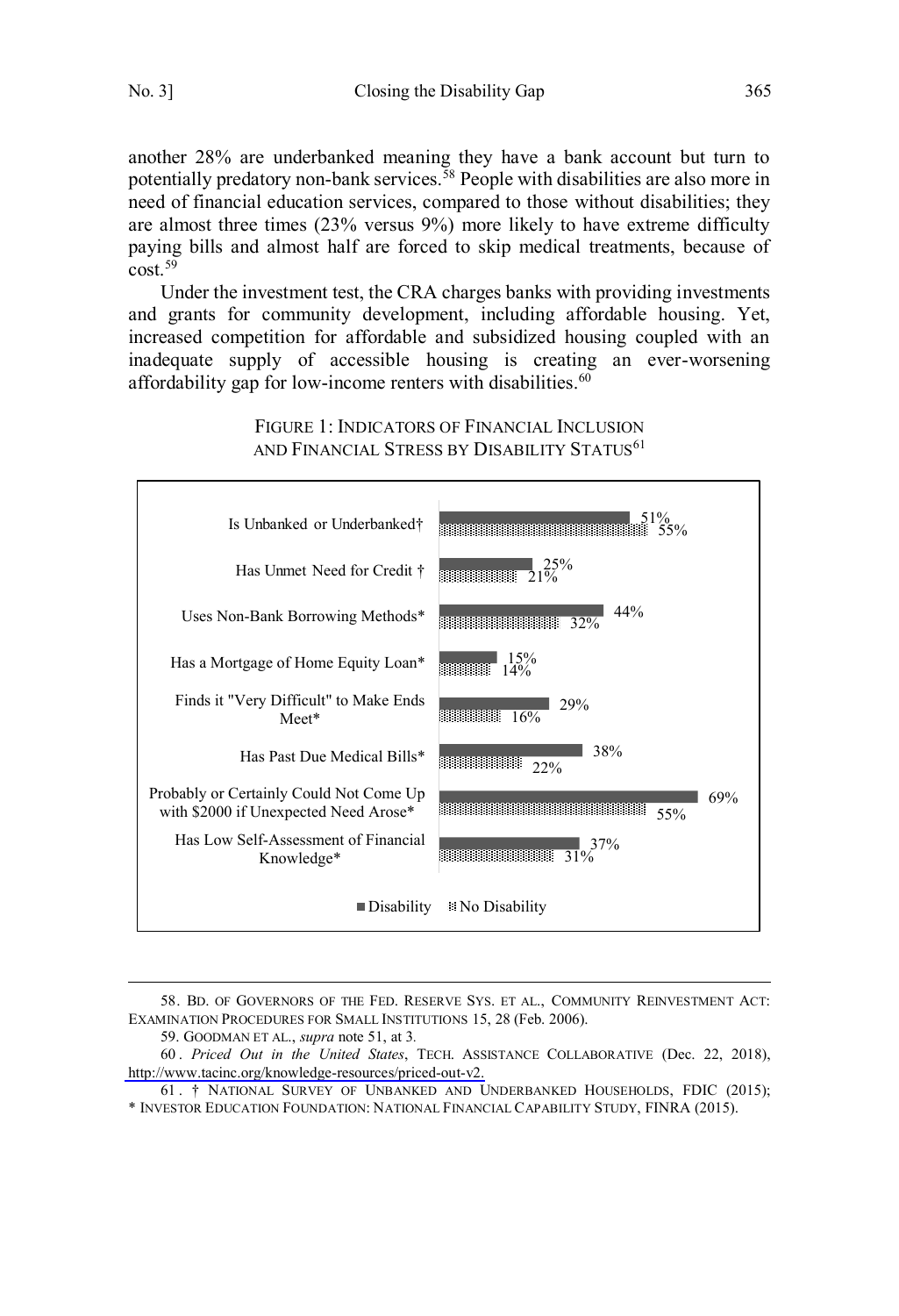another 28% are underbanked meaning they have a bank account but turn to potentially predatory non-bank services.[58] People with disabilities are also more in need of financial education services, compared to those without disabilities; they are almost three times (23% versus 9%) more likely to have extreme difficulty paying bills and almost half are forced to skip medical treatments, because of cost.[59]

Under the investment test, the CRA charges banks with providing investments and grants for community development, including affordable housing. Yet, increased competition for affordable and subsidized housing coupled with an inadequate supply of accessible housing is creating an ever-worsening affordability gap for low-income renters with disabilities.[60]

FIGURE 1: INDICATORS OF FINANCIAL INCLUSION AND FINANCIAL STRESS BY DISABILITY STATUS[61]

| Indicator | Disability | No Disability |
| --- | --- | --- |
| Is Unbanked or Underbanked† | 51% | 55% |
| Has Unmet Need for Credit † | 25% | 21% |
| Uses Non-Bank Borrowing Methods* | 44% | 32% |
| Has a Mortgage of Home Equity Loan* | 15% | 14% |
| Finds it "Very Difficult" to Make Ends Meet* | 29% | 16% |
| Has Past Due Medical Bills* | 38% | 22% |
| Probably or Certainly Could Not Come Up with $2000 if Unexpected Need Arose* | 69% | 55% |
| Has Low Self-Assessment of Financial Knowledge* | 37% | 31% |

58. BD. OF GOVERNORS OF THE FED. RESERVE SYS. ET AL., COMMUNITY REINVESTMENT ACT: EXAMINATION PROCEDURES FOR SMALL INSTITUTIONS 15, 28 (Feb. 2006).

59. GOODMAN ET AL., *supra* note 51, at 3.

60. *Priced Out in the United States*, TECH. ASSISTANCE COLLABORATIVE (Dec. 22, 2018), http://www.tacinc.org/knowledge-resources/priced-out-v2.

61. † NATIONAL SURVEY OF UNBANKED AND UNDERBANKED HOUSEHOLDS, FDIC (2015); * INVESTOR EDUCATION FOUNDATION: NATIONAL FINANCIAL CAPABILITY STUDY, FINRA (2015).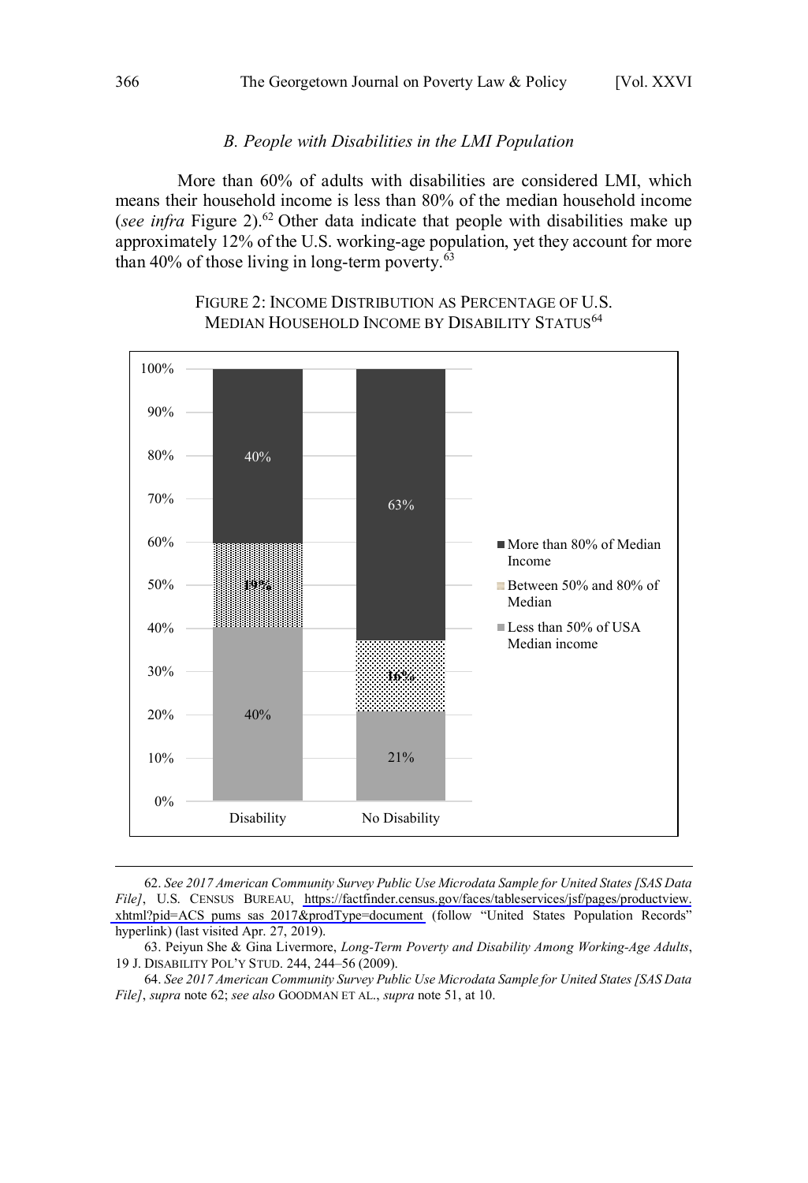### *B. People with Disabilities in the LMI Population*

More than 60% of adults with disabilities are considered LMI, which means their household income is less than 80% of the median household income (*see infra* Figure 2).[62] Other data indicate that people with disabilities make up approximately 12% of the U.S. working-age population, yet they account for more than 40% of those living in long-term poverty.[63]

FIGURE 2: INCOME DISTRIBUTION AS PERCENTAGE OF U.S. MEDIAN HOUSEHOLD INCOME BY DISABILITY STATUS[64]

| | Disability | No Disability |
|---|---|---|
| More than 80% of Median Income | 40% | 63% |
| Between 50% and 80% of Median | 19% | 16% |
| Less than 50% of USA Median income | 40% | 21% |

---

62. *See 2017 American Community Survey Public Use Microdata Sample for United States [SAS Data File]*, U.S. CENSUS BUREAU, https://factfinder.census.gov/faces/tableservices/jsf/pages/productview.xhtml?pid=ACS_pums_sas_2017&prodType=document (follow "United States Population Records" hyperlink) (last visited Apr. 27, 2019).

63. Peiyun She & Gina Livermore, *Long-Term Poverty and Disability Among Working-Age Adults*, 19 J. DISABILITY POL'Y STUD. 244, 244–56 (2009).

64. *See 2017 American Community Survey Public Use Microdata Sample for United States [SAS Data File]*, *supra* note 62; *see also* GOODMAN ET AL., *supra* note 51, at 10.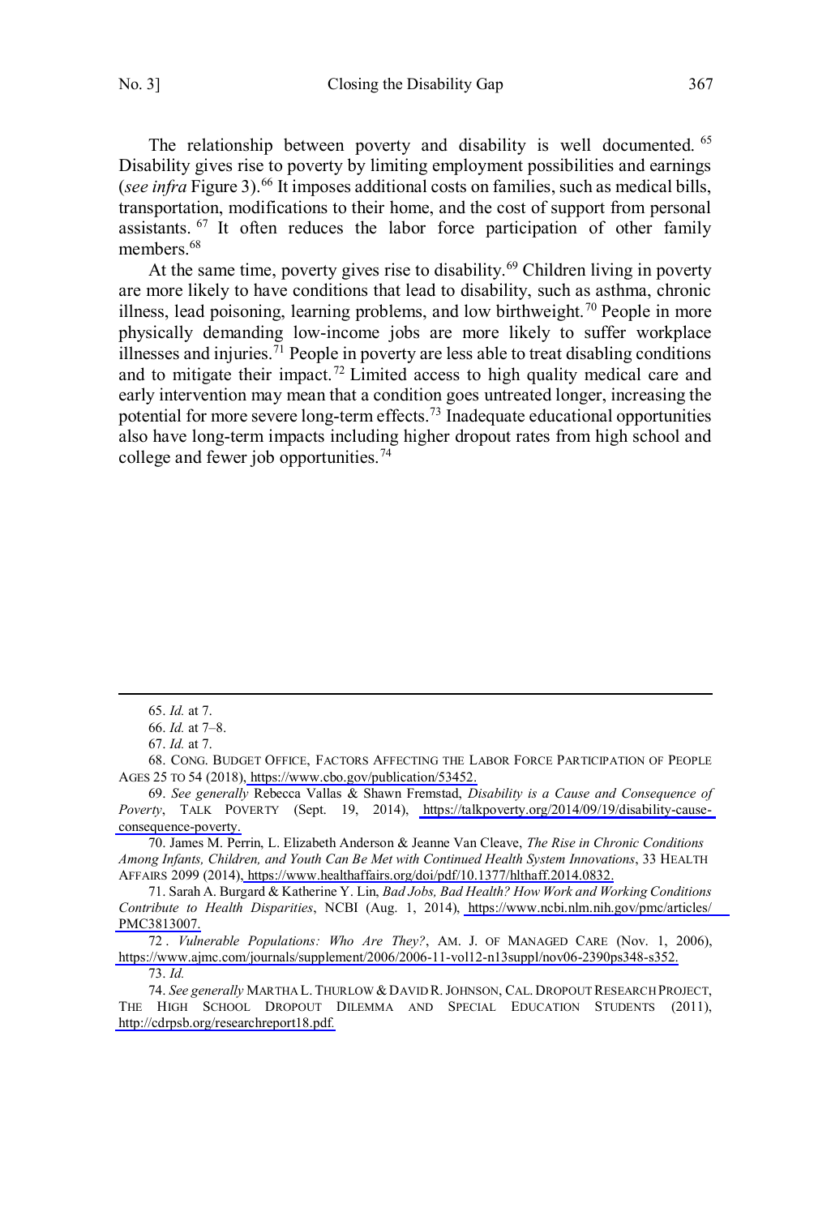The relationship between poverty and disability is well documented.[65] Disability gives rise to poverty by limiting employment possibilities and earnings (*see infra* Figure 3).[66] It imposes additional costs on families, such as medical bills, transportation, modifications to their home, and the cost of support from personal assistants.[67] It often reduces the labor force participation of other family members.[68]

At the same time, poverty gives rise to disability.[69] Children living in poverty are more likely to have conditions that lead to disability, such as asthma, chronic illness, lead poisoning, learning problems, and low birthweight.[70] People in more physically demanding low-income jobs are more likely to suffer workplace illnesses and injuries.[71] People in poverty are less able to treat disabling conditions and to mitigate their impact.[72] Limited access to high quality medical care and early intervention may mean that a condition goes untreated longer, increasing the potential for more severe long-term effects.[73] Inadequate educational opportunities also have long-term impacts including higher dropout rates from high school and college and fewer job opportunities.[74]

---

65. *Id.* at 7.

66. *Id.* at 7–8.

67. *Id.* at 7.

68. CONG. BUDGET OFFICE, FACTORS AFFECTING THE LABOR FORCE PARTICIPATION OF PEOPLE AGES 25 TO 54 (2018), https://www.cbo.gov/publication/53452.

69. *See generally* Rebecca Vallas & Shawn Fremstad, *Disability is a Cause and Consequence of Poverty*, TALK POVERTY (Sept. 19, 2014), https://talkpoverty.org/2014/09/19/disability-cause-consequence-poverty.

70. James M. Perrin, L. Elizabeth Anderson & Jeanne Van Cleave, *The Rise in Chronic Conditions Among Infants, Children, and Youth Can Be Met with Continued Health System Innovations*, 33 HEALTH AFFAIRS 2099 (2014), https://www.healthaffairs.org/doi/pdf/10.1377/hlthaff.2014.0832.

71. Sarah A. Burgard & Katherine Y. Lin, *Bad Jobs, Bad Health? How Work and Working Conditions Contribute to Health Disparities*, NCBI (Aug. 1, 2014), https://www.ncbi.nlm.nih.gov/pmc/articles/PMC3813007.

72. *Vulnerable Populations: Who Are They?*, AM. J. OF MANAGED CARE (Nov. 1, 2006), https://www.ajmc.com/journals/supplement/2006/2006-11-vol12-n13suppl/nov06-2390ps348-s352.

73. *Id.*

74. *See generally* MARTHA L. THURLOW & DAVID R. JOHNSON, CAL. DROPOUT RESEARCH PROJECT, THE HIGH SCHOOL DROPOUT DILEMMA AND SPECIAL EDUCATION STUDENTS (2011), http://cdrpsb.org/researchreport18.pdf.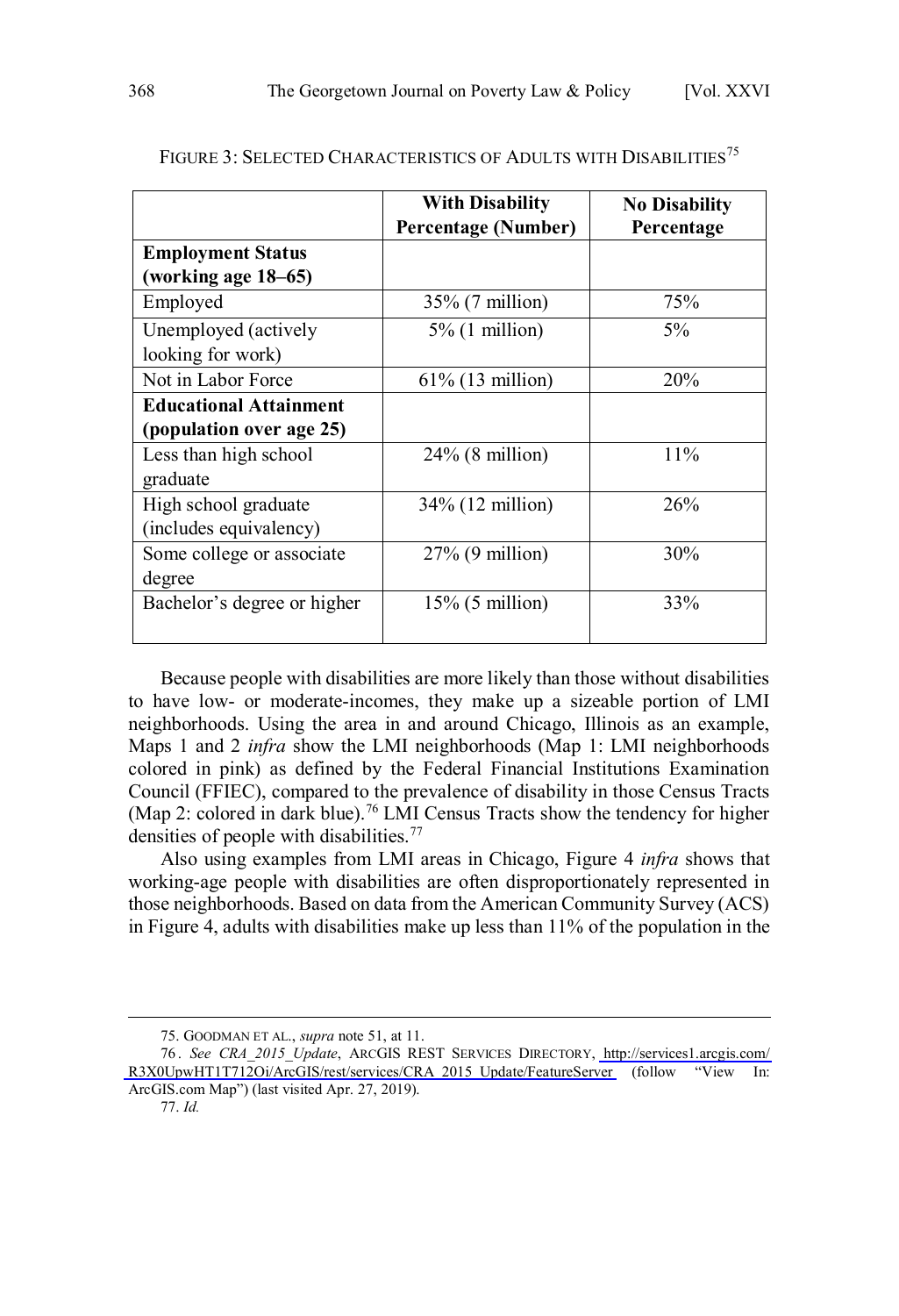FIGURE 3: SELECTED CHARACTERISTICS OF ADULTS WITH DISABILITIES[75]

| | **With Disability Percentage (Number)** | **No Disability Percentage** |
|---|---|---|
| **Employment Status (working age 18–65)** | | |
| Employed | 35% (7 million) | 75% |
| Unemployed (actively looking for work) | 5% (1 million) | 5% |
| Not in Labor Force | 61% (13 million) | 20% |
| **Educational Attainment (population over age 25)** | | |
| Less than high school graduate | 24% (8 million) | 11% |
| High school graduate (includes equivalency) | 34% (12 million) | 26% |
| Some college or associate degree | 27% (9 million) | 30% |
| Bachelor's degree or higher | 15% (5 million) | 33% |

Because people with disabilities are more likely than those without disabilities to have low- or moderate-incomes, they make up a sizeable portion of LMI neighborhoods. Using the area in and around Chicago, Illinois as an example, Maps 1 and 2 *infra* show the LMI neighborhoods (Map 1: LMI neighborhoods colored in pink) as defined by the Federal Financial Institutions Examination Council (FFIEC), compared to the prevalence of disability in those Census Tracts (Map 2: colored in dark blue).[76] LMI Census Tracts show the tendency for higher densities of people with disabilities.[77]

Also using examples from LMI areas in Chicago, Figure 4 *infra* shows that working-age people with disabilities are often disproportionately represented in those neighborhoods. Based on data from the American Community Survey (ACS) in Figure 4, adults with disabilities make up less than 11% of the population in the

---

75. GOODMAN ET AL., *supra* note 51, at 11.

76. *See CRA_2015_Update*, ARCGIS REST SERVICES DIRECTORY, http://services1.arcgis.com/R3X0UpwHT1T712Oi/ArcGIS/rest/services/CRA_2015_Update/FeatureServer (follow "View In: ArcGIS.com Map") (last visited Apr. 27, 2019).

77. *Id.*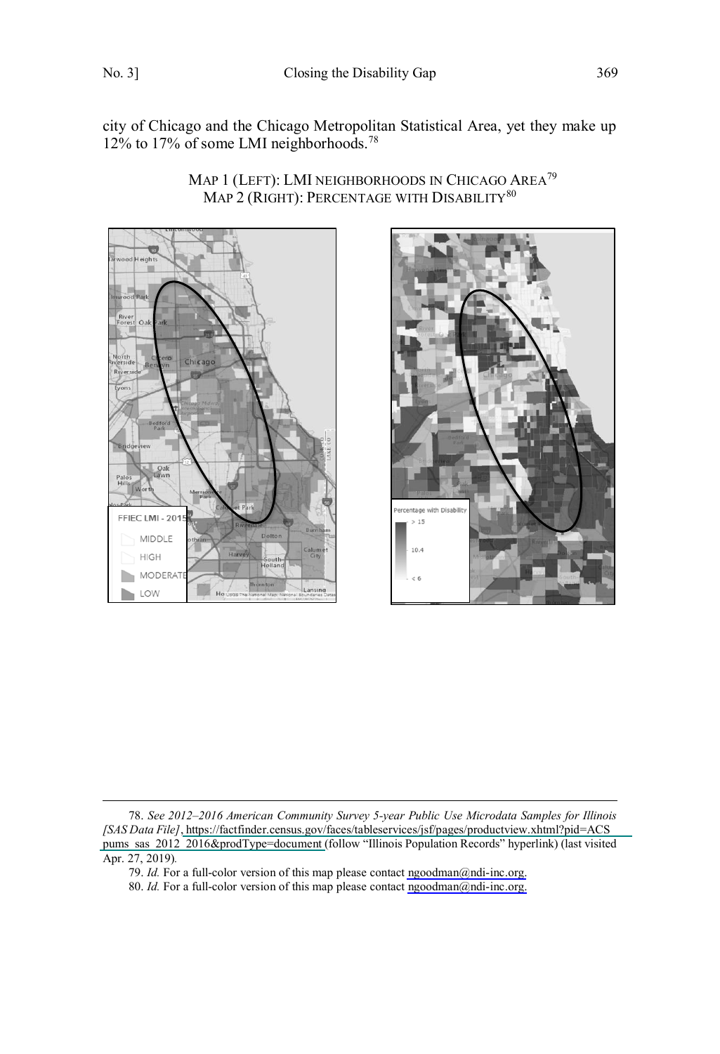city of Chicago and the Chicago Metropolitan Statistical Area, yet they make up 12% to 17% of some LMI neighborhoods.[78]

MAP 1 (LEFT): LMI NEIGHBORHOODS IN CHICAGO AREA[79]
MAP 2 (RIGHT): PERCENTAGE WITH DISABILITY[80]

---

78. *See 2012–2016 American Community Survey 5-year Public Use Microdata Samples for Illinois [SAS Data File]*, https://factfinder.census.gov/faces/tableservices/jsf/pages/productview.xhtml?pid=ACS_pums_sas_2012_2016&prodType=document (follow "Illinois Population Records" hyperlink) (last visited Apr. 27, 2019).

79. *Id.* For a full-color version of this map please contact ngoodman@ndi-inc.org.

80. *Id.* For a full-color version of this map please contact ngoodman@ndi-inc.org.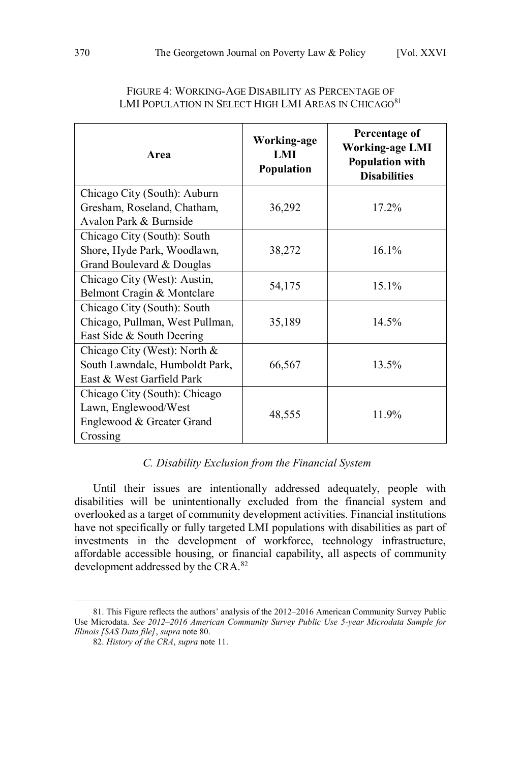FIGURE 4: WORKING-AGE DISABILITY AS PERCENTAGE OF LMI POPULATION IN SELECT HIGH LMI AREAS IN CHICAGO[81]

| Area | Working-age LMI Population | Percentage of Working-age LMI Population with Disabilities |
|---|---|---|
| Chicago City (South): Auburn Gresham, Roseland, Chatham, Avalon Park & Burnside | 36,292 | 17.2% |
| Chicago City (South): South Shore, Hyde Park, Woodlawn, Grand Boulevard & Douglas | 38,272 | 16.1% |
| Chicago City (West): Austin, Belmont Cragin & Montclare | 54,175 | 15.1% |
| Chicago City (South): South Chicago, Pullman, West Pullman, East Side & South Deering | 35,189 | 14.5% |
| Chicago City (West): North & South Lawndale, Humboldt Park, East & West Garfield Park | 66,567 | 13.5% |
| Chicago City (South): Chicago Lawn, Englewood/West Englewood & Greater Grand Crossing | 48,555 | 11.9% |

### *C. Disability Exclusion from the Financial System*

Until their issues are intentionally addressed adequately, people with disabilities will be unintentionally excluded from the financial system and overlooked as a target of community development activities. Financial institutions have not specifically or fully targeted LMI populations with disabilities as part of investments in the development of workforce, technology infrastructure, affordable accessible housing, or financial capability, all aspects of community development addressed by the CRA.[82]

---

81. This Figure reflects the authors' analysis of the 2012–2016 American Community Survey Public Use Microdata. *See 2012–2016 American Community Survey Public Use 5-year Microdata Sample for Illinois [SAS Data file]*, *supra* note 80.

82. *History of the CRA*, *supra* note 11.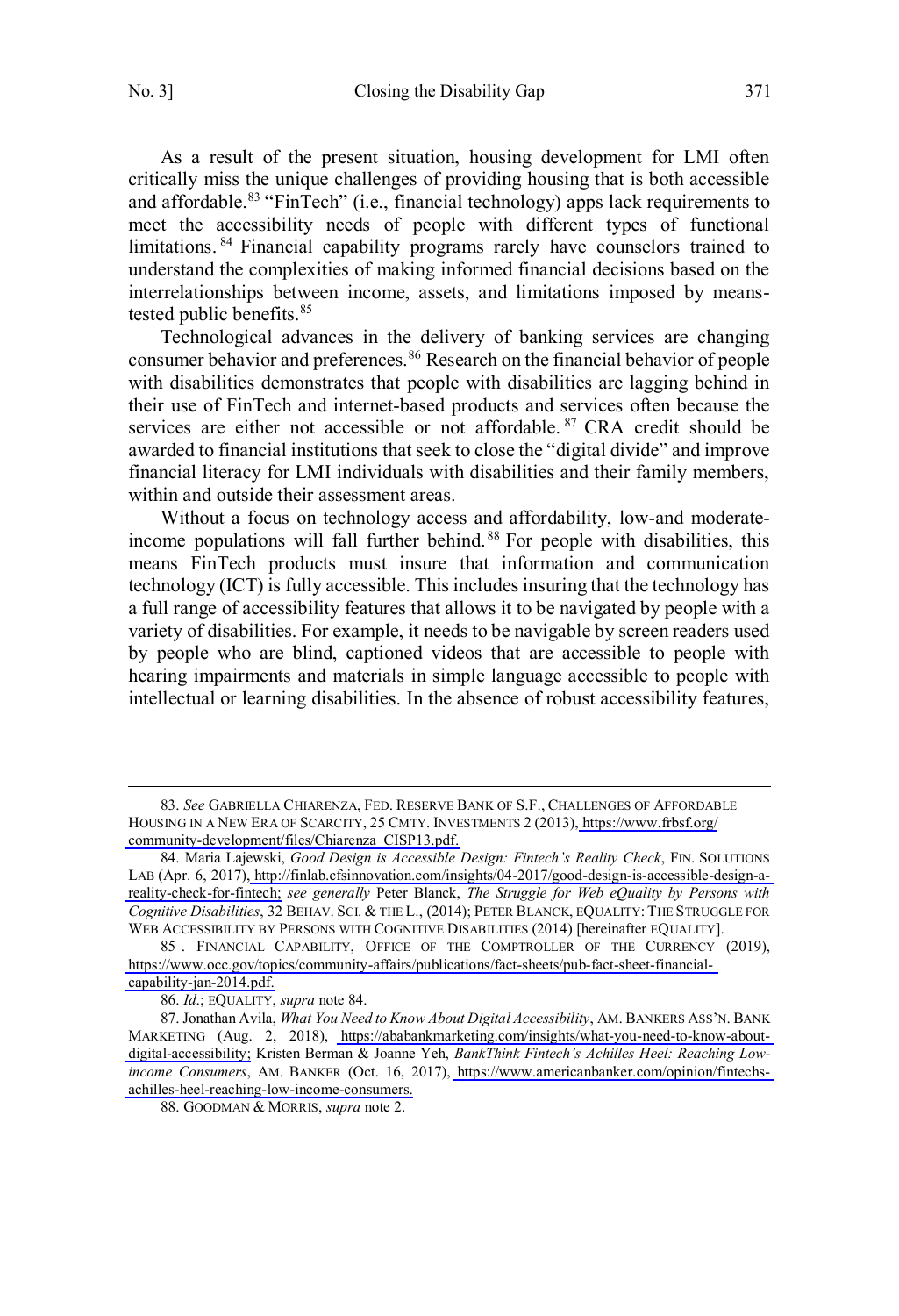As a result of the present situation, housing development for LMI often critically miss the unique challenges of providing housing that is both accessible and affordable.[83] "FinTech" (i.e., financial technology) apps lack requirements to meet the accessibility needs of people with different types of functional limitations.[84] Financial capability programs rarely have counselors trained to understand the complexities of making informed financial decisions based on the interrelationships between income, assets, and limitations imposed by means-tested public benefits.[85]

Technological advances in the delivery of banking services are changing consumer behavior and preferences.[86] Research on the financial behavior of people with disabilities demonstrates that people with disabilities are lagging behind in their use of FinTech and internet-based products and services often because the services are either not accessible or not affordable.[87] CRA credit should be awarded to financial institutions that seek to close the "digital divide" and improve financial literacy for LMI individuals with disabilities and their family members, within and outside their assessment areas.

Without a focus on technology access and affordability, low-and moderate-income populations will fall further behind.[88] For people with disabilities, this means FinTech products must insure that information and communication technology (ICT) is fully accessible. This includes insuring that the technology has a full range of accessibility features that allows it to be navigated by people with a variety of disabilities. For example, it needs to be navigable by screen readers used by people who are blind, captioned videos that are accessible to people with hearing impairments and materials in simple language accessible to people with intellectual or learning disabilities. In the absence of robust accessibility features,

---

83. *See* GABRIELLA CHIARENZA, FED. RESERVE BANK OF S.F., CHALLENGES OF AFFORDABLE HOUSING IN A NEW ERA OF SCARCITY, 25 CMTY. INVESTMENTS 2 (2013), https://www.frbsf.org/community-development/files/Chiarenza_CISP13.pdf.

84. Maria Lajewski, *Good Design is Accessible Design: Fintech's Reality Check*, FIN. SOLUTIONS LAB (Apr. 6, 2017), http://finlab.cfsinnovation.com/insights/04-2017/good-design-is-accessible-design-a-reality-check-for-fintech; *see generally* Peter Blanck, *The Struggle for Web eQuality by Persons with Cognitive Disabilities*, 32 BEHAV. SCI. & THE L., (2014); PETER BLANCK, EQUALITY: THE STRUGGLE FOR WEB ACCESSIBILITY BY PERSONS WITH COGNITIVE DISABILITIES (2014) [hereinafter EQUALITY].

85. FINANCIAL CAPABILITY, OFFICE OF THE COMPTROLLER OF THE CURRENCY (2019), https://www.occ.gov/topics/community-affairs/publications/fact-sheets/pub-fact-sheet-financial-capability-jan-2014.pdf.

86. *Id*.; EQUALITY, *supra* note 84.

87. Jonathan Avila, *What You Need to Know About Digital Accessibility*, AM. BANKERS ASS'N. BANK MARKETING (Aug. 2, 2018), https://ababankmarketing.com/insights/what-you-need-to-know-about-digital-accessibility; Kristen Berman & Joanne Yeh, *BankThink Fintech's Achilles Heel: Reaching Low-income Consumers*, AM. BANKER (Oct. 16, 2017), https://www.americanbanker.com/opinion/fintechs-achilles-heel-reaching-low-income-consumers.

88. GOODMAN & MORRIS, *supra* note 2.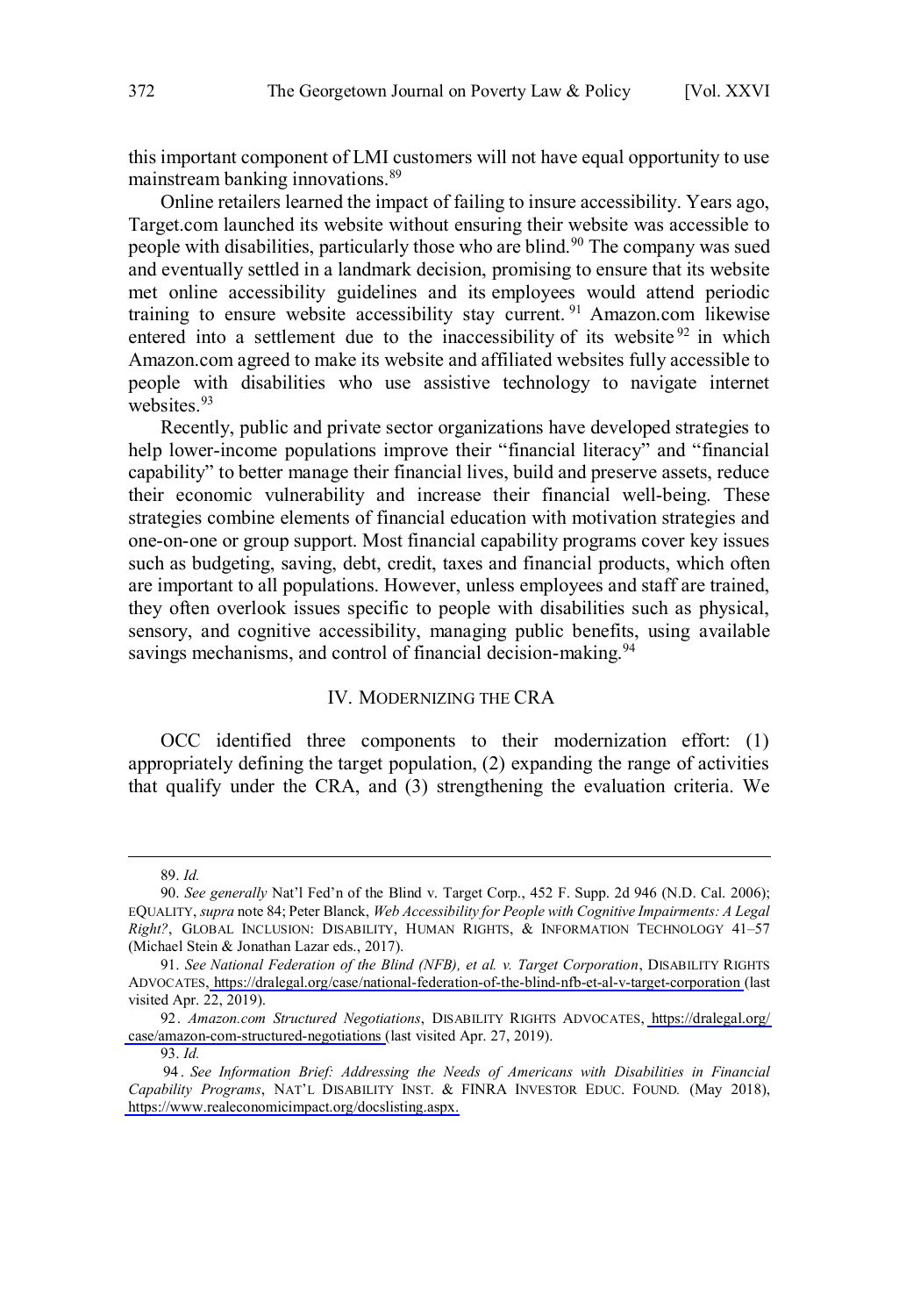this important component of LMI customers will not have equal opportunity to use mainstream banking innovations.[89]

Online retailers learned the impact of failing to insure accessibility. Years ago, Target.com launched its website without ensuring their website was accessible to people with disabilities, particularly those who are blind.[90] The company was sued and eventually settled in a landmark decision, promising to ensure that its website met online accessibility guidelines and its employees would attend periodic training to ensure website accessibility stay current.[91] Amazon.com likewise entered into a settlement due to the inaccessibility of its website[92] in which Amazon.com agreed to make its website and affiliated websites fully accessible to people with disabilities who use assistive technology to navigate internet websites.[93]

Recently, public and private sector organizations have developed strategies to help lower-income populations improve their "financial literacy" and "financial capability" to better manage their financial lives, build and preserve assets, reduce their economic vulnerability and increase their financial well-being. These strategies combine elements of financial education with motivation strategies and one-on-one or group support. Most financial capability programs cover key issues such as budgeting, saving, debt, credit, taxes and financial products, which often are important to all populations. However, unless employees and staff are trained, they often overlook issues specific to people with disabilities such as physical, sensory, and cognitive accessibility, managing public benefits, using available savings mechanisms, and control of financial decision-making.[94]

## IV. MODERNIZING THE CRA

OCC identified three components to their modernization effort: (1) appropriately defining the target population, (2) expanding the range of activities that qualify under the CRA, and (3) strengthening the evaluation criteria. We

---

89. *Id.*

90. *See generally* Nat'l Fed'n of the Blind v. Target Corp., 452 F. Supp. 2d 946 (N.D. Cal. 2006); EQUALITY, *supra* note 84; Peter Blanck, *Web Accessibility for People with Cognitive Impairments: A Legal Right?*, GLOBAL INCLUSION: DISABILITY, HUMAN RIGHTS, & INFORMATION TECHNOLOGY 41–57 (Michael Stein & Jonathan Lazar eds., 2017).

91. *See National Federation of the Blind (NFB), et al. v. Target Corporation*, DISABILITY RIGHTS ADVOCATES, https://dralegal.org/case/national-federation-of-the-blind-nfb-et-al-v-target-corporation (last visited Apr. 22, 2019).

92. *Amazon.com Structured Negotiations*, DISABILITY RIGHTS ADVOCATES, https://dralegal.org/case/amazon-com-structured-negotiations (last visited Apr. 27, 2019).

93. *Id.*

94. *See Information Brief: Addressing the Needs of Americans with Disabilities in Financial Capability Programs*, NAT'L DISABILITY INST. & FINRA INVESTOR EDUC. FOUND. (May 2018), https://www.realeconomicimpact.org/docslisting.aspx.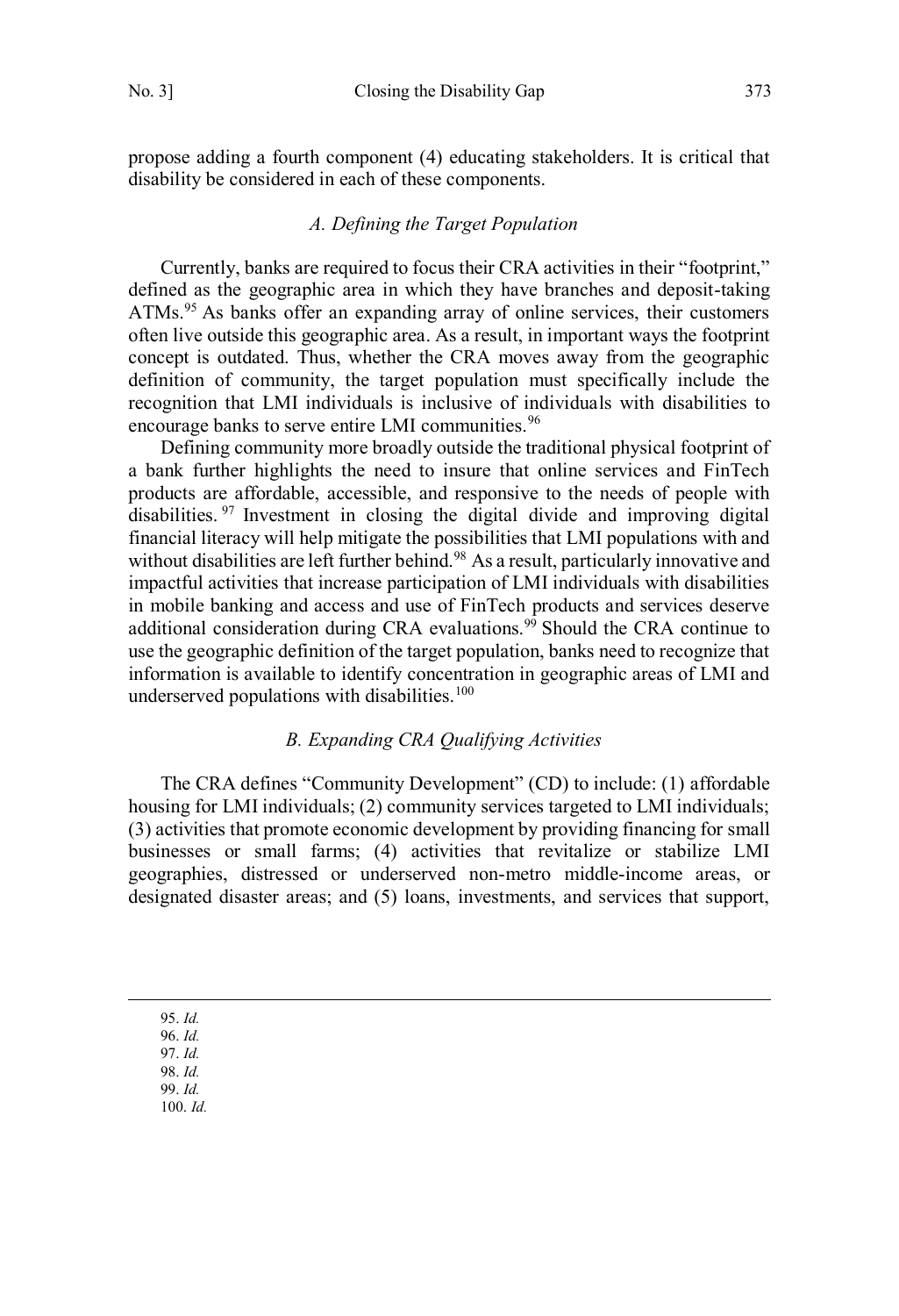propose adding a fourth component (4) educating stakeholders. It is critical that disability be considered in each of these components.

### *A. Defining the Target Population*

Currently, banks are required to focus their CRA activities in their "footprint," defined as the geographic area in which they have branches and deposit-taking ATMs.[95] As banks offer an expanding array of online services, their customers often live outside this geographic area. As a result, in important ways the footprint concept is outdated. Thus, whether the CRA moves away from the geographic definition of community, the target population must specifically include the recognition that LMI individuals is inclusive of individuals with disabilities to encourage banks to serve entire LMI communities.[96]

Defining community more broadly outside the traditional physical footprint of a bank further highlights the need to insure that online services and FinTech products are affordable, accessible, and responsive to the needs of people with disabilities.[97] Investment in closing the digital divide and improving digital financial literacy will help mitigate the possibilities that LMI populations with and without disabilities are left further behind.[98] As a result, particularly innovative and impactful activities that increase participation of LMI individuals with disabilities in mobile banking and access and use of FinTech products and services deserve additional consideration during CRA evaluations.[99] Should the CRA continue to use the geographic definition of the target population, banks need to recognize that information is available to identify concentration in geographic areas of LMI and underserved populations with disabilities.[100]

### *B. Expanding CRA Qualifying Activities*

The CRA defines "Community Development" (CD) to include: (1) affordable housing for LMI individuals; (2) community services targeted to LMI individuals; (3) activities that promote economic development by providing financing for small businesses or small farms; (4) activities that revitalize or stabilize LMI geographies, distressed or underserved non-metro middle-income areas, or designated disaster areas; and (5) loans, investments, and services that support,

---

95. *Id.*
96. *Id.*
97. *Id.*
98. *Id.*
99. *Id.*
100. *Id.*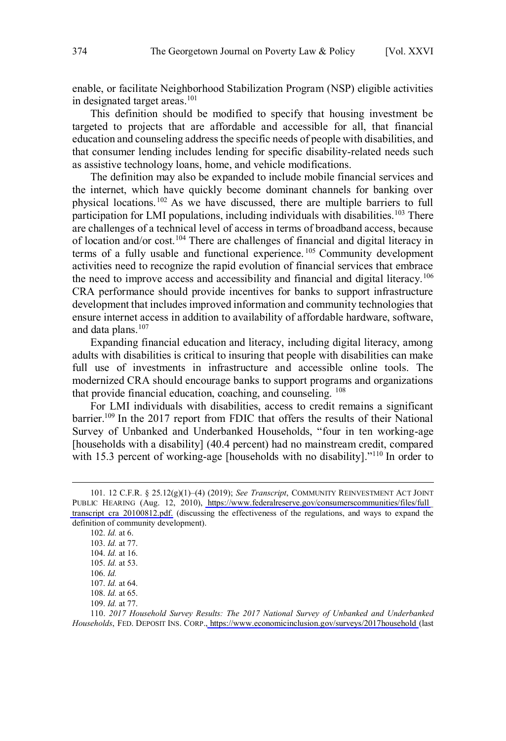enable, or facilitate Neighborhood Stabilization Program (NSP) eligible activities in designated target areas.[101]

This definition should be modified to specify that housing investment be targeted to projects that are affordable and accessible for all, that financial education and counseling address the specific needs of people with disabilities, and that consumer lending includes lending for specific disability-related needs such as assistive technology loans, home, and vehicle modifications.

The definition may also be expanded to include mobile financial services and the internet, which have quickly become dominant channels for banking over physical locations.[102] As we have discussed, there are multiple barriers to full participation for LMI populations, including individuals with disabilities.[103] There are challenges of a technical level of access in terms of broadband access, because of location and/or cost.[104] There are challenges of financial and digital literacy in terms of a fully usable and functional experience.[105] Community development activities need to recognize the rapid evolution of financial services that embrace the need to improve access and accessibility and financial and digital literacy.[106] CRA performance should provide incentives for banks to support infrastructure development that includes improved information and community technologies that ensure internet access in addition to availability of affordable hardware, software, and data plans.[107]

Expanding financial education and literacy, including digital literacy, among adults with disabilities is critical to insuring that people with disabilities can make full use of investments in infrastructure and accessible online tools. The modernized CRA should encourage banks to support programs and organizations that provide financial education, coaching, and counseling.[108]

For LMI individuals with disabilities, access to credit remains a significant barrier.[109] In the 2017 report from FDIC that offers the results of their National Survey of Unbanked and Underbanked Households, "four in ten working-age [households with a disability] (40.4 percent) had no mainstream credit, compared with 15.3 percent of working-age [households with no disability]."[110] In order to

---

101. 12 C.F.R. § 25.12(g)(1)–(4) (2019); *See Transcript*, COMMUNITY REINVESTMENT ACT JOINT PUBLIC HEARING (Aug. 12, 2010), https://www.federalreserve.gov/consumerscommunities/files/full_transcript_cra_20100812.pdf. (discussing the effectiveness of the regulations, and ways to expand the definition of community development).

102. *Id.* at 6.

103. *Id.* at 77.

104. *Id.* at 16.

105. *Id.* at 53.

106. *Id.*

107. *Id.* at 64.

108. *Id.* at 65.

109. *Id.* at 77.

110. *2017 Household Survey Results: The 2017 National Survey of Unbanked and Underbanked Households*, FED. DEPOSIT INS. CORP., https://www.economicinclusion.gov/surveys/2017household (last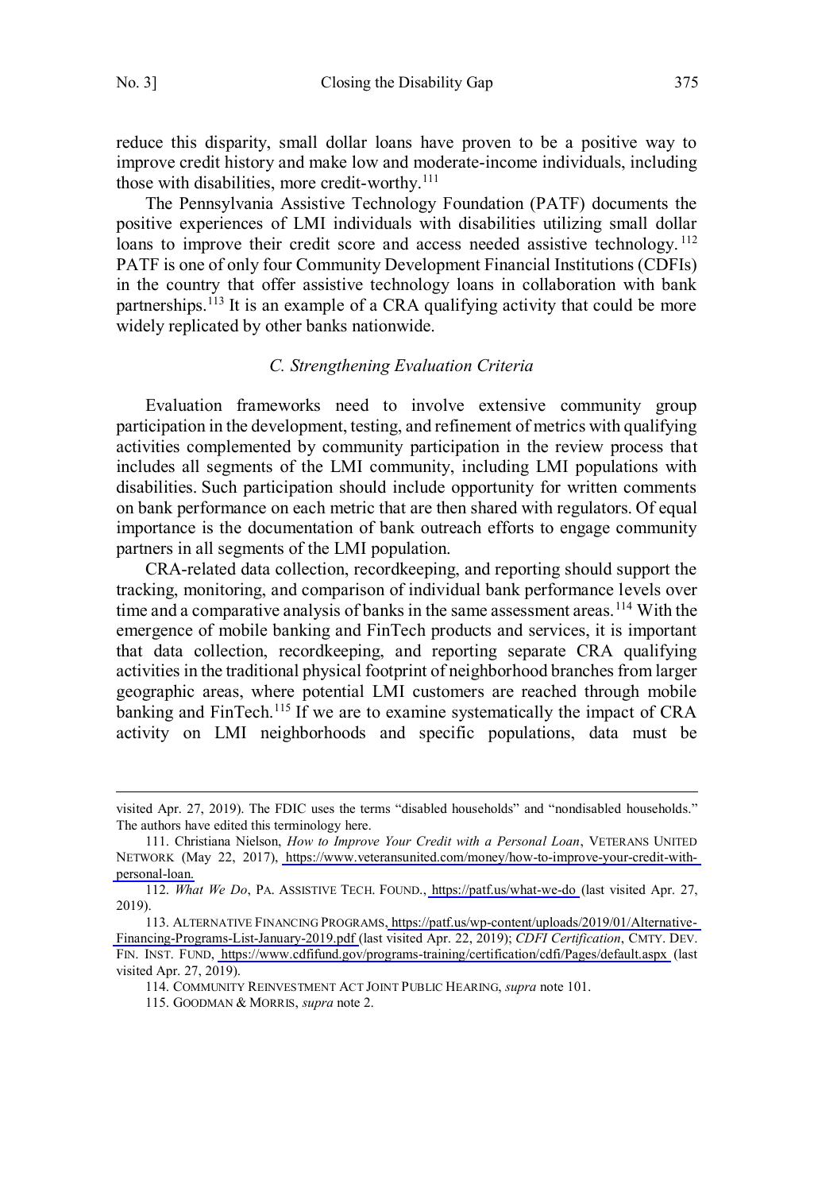reduce this disparity, small dollar loans have proven to be a positive way to improve credit history and make low and moderate-income individuals, including those with disabilities, more credit-worthy.[111]

The Pennsylvania Assistive Technology Foundation (PATF) documents the positive experiences of LMI individuals with disabilities utilizing small dollar loans to improve their credit score and access needed assistive technology.[112] PATF is one of only four Community Development Financial Institutions (CDFIs) in the country that offer assistive technology loans in collaboration with bank partnerships.[113] It is an example of a CRA qualifying activity that could be more widely replicated by other banks nationwide.

### *C. Strengthening Evaluation Criteria*

Evaluation frameworks need to involve extensive community group participation in the development, testing, and refinement of metrics with qualifying activities complemented by community participation in the review process that includes all segments of the LMI community, including LMI populations with disabilities. Such participation should include opportunity for written comments on bank performance on each metric that are then shared with regulators. Of equal importance is the documentation of bank outreach efforts to engage community partners in all segments of the LMI population.

CRA-related data collection, recordkeeping, and reporting should support the tracking, monitoring, and comparison of individual bank performance levels over time and a comparative analysis of banks in the same assessment areas.[114] With the emergence of mobile banking and FinTech products and services, it is important that data collection, recordkeeping, and reporting separate CRA qualifying activities in the traditional physical footprint of neighborhood branches from larger geographic areas, where potential LMI customers are reached through mobile banking and FinTech.[115] If we are to examine systematically the impact of CRA activity on LMI neighborhoods and specific populations, data must be

---

visited Apr. 27, 2019). The FDIC uses the terms "disabled households" and "nondisabled households." The authors have edited this terminology here.

111. Christiana Nielson, *How to Improve Your Credit with a Personal Loan*, VETERANS UNITED NETWORK (May 22, 2017), https://www.veteransunited.com/money/how-to-improve-your-credit-with-personal-loan.

112. *What We Do*, PA. ASSISTIVE TECH. FOUND., https://patf.us/what-we-do (last visited Apr. 27, 2019).

113. ALTERNATIVE FINANCING PROGRAMS, https://patf.us/wp-content/uploads/2019/01/Alternative-Financing-Programs-List-January-2019.pdf (last visited Apr. 22, 2019); *CDFI Certification*, CMTY. DEV. FIN. INST. FUND, https://www.cdfifund.gov/programs-training/certification/cdfi/Pages/default.aspx (last visited Apr. 27, 2019).

114. COMMUNITY REINVESTMENT ACT JOINT PUBLIC HEARING, *supra* note 101.

115. GOODMAN & MORRIS, *supra* note 2.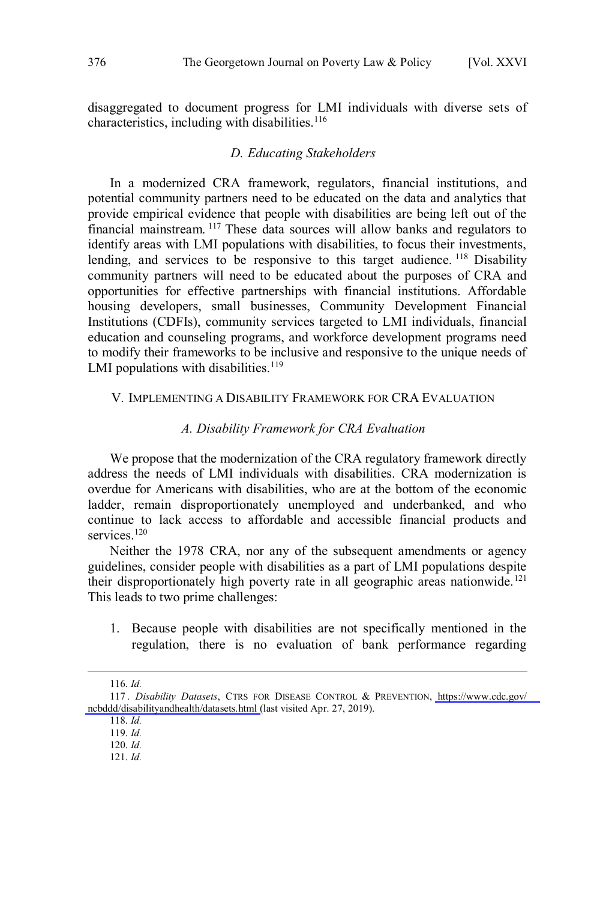disaggregated to document progress for LMI individuals with diverse sets of characteristics, including with disabilities.[116]

### *D. Educating Stakeholders*

In a modernized CRA framework, regulators, financial institutions, and potential community partners need to be educated on the data and analytics that provide empirical evidence that people with disabilities are being left out of the financial mainstream.[117] These data sources will allow banks and regulators to identify areas with LMI populations with disabilities, to focus their investments, lending, and services to be responsive to this target audience.[118] Disability community partners will need to be educated about the purposes of CRA and opportunities for effective partnerships with financial institutions. Affordable housing developers, small businesses, Community Development Financial Institutions (CDFIs), community services targeted to LMI individuals, financial education and counseling programs, and workforce development programs need to modify their frameworks to be inclusive and responsive to the unique needs of LMI populations with disabilities.[119]

## V. IMPLEMENTING A DISABILITY FRAMEWORK FOR CRA EVALUATION

### *A. Disability Framework for CRA Evaluation*

We propose that the modernization of the CRA regulatory framework directly address the needs of LMI individuals with disabilities. CRA modernization is overdue for Americans with disabilities, who are at the bottom of the economic ladder, remain disproportionately unemployed and underbanked, and who continue to lack access to affordable and accessible financial products and services.[120]

Neither the 1978 CRA, nor any of the subsequent amendments or agency guidelines, consider people with disabilities as a part of LMI populations despite their disproportionately high poverty rate in all geographic areas nationwide.[121] This leads to two prime challenges:

1. Because people with disabilities are not specifically mentioned in the regulation, there is no evaluation of bank performance regarding

---

116. *Id.*

117. *Disability Datasets*, CTRS FOR DISEASE CONTROL & PREVENTION, https://www.cdc.gov/ncbddd/disabilityandhealth/datasets.html (last visited Apr. 27, 2019).

118. *Id.*

119. *Id.*

120. *Id.*

121. *Id.*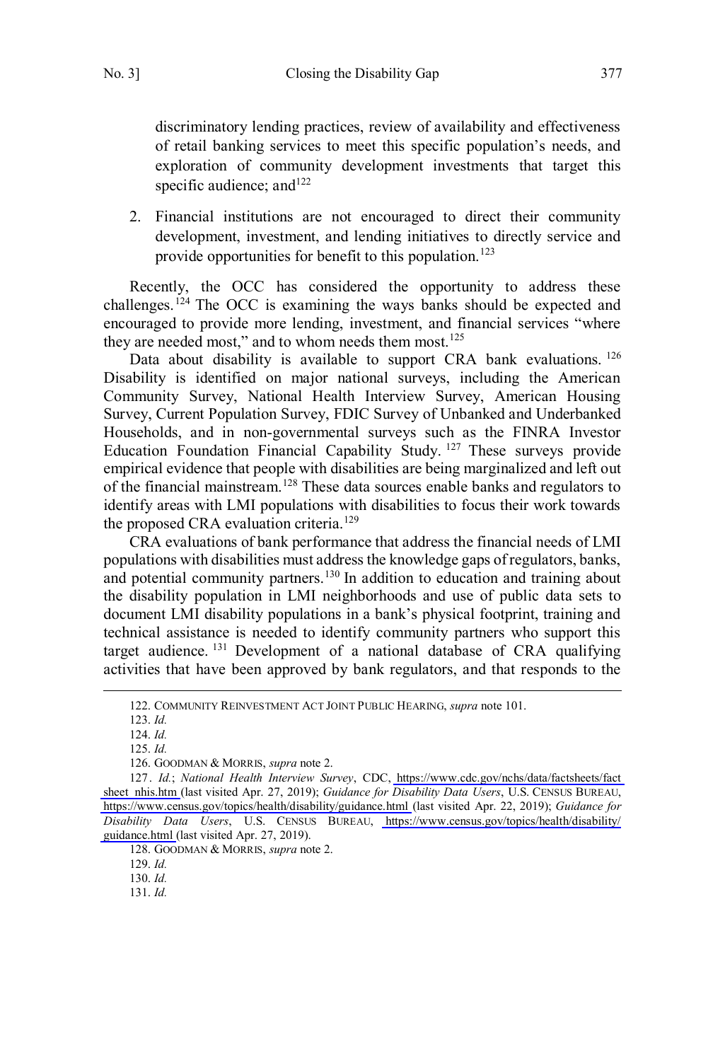discriminatory lending practices, review of availability and effectiveness of retail banking services to meet this specific population's needs, and exploration of community development investments that target this specific audience; and[122]

2. Financial institutions are not encouraged to direct their community development, investment, and lending initiatives to directly service and provide opportunities for benefit to this population.[123]

Recently, the OCC has considered the opportunity to address these challenges.[124] The OCC is examining the ways banks should be expected and encouraged to provide more lending, investment, and financial services "where they are needed most," and to whom needs them most.[125]

Data about disability is available to support CRA bank evaluations.[126] Disability is identified on major national surveys, including the American Community Survey, National Health Interview Survey, American Housing Survey, Current Population Survey, FDIC Survey of Unbanked and Underbanked Households, and in non-governmental surveys such as the FINRA Investor Education Foundation Financial Capability Study.[127] These surveys provide empirical evidence that people with disabilities are being marginalized and left out of the financial mainstream.[128] These data sources enable banks and regulators to identify areas with LMI populations with disabilities to focus their work towards the proposed CRA evaluation criteria.[129]

CRA evaluations of bank performance that address the financial needs of LMI populations with disabilities must address the knowledge gaps of regulators, banks, and potential community partners.[130] In addition to education and training about the disability population in LMI neighborhoods and use of public data sets to document LMI disability populations in a bank's physical footprint, training and technical assistance is needed to identify community partners who support this target audience.[131] Development of a national database of CRA qualifying activities that have been approved by bank regulators, and that responds to the

---

122. COMMUNITY REINVESTMENT ACT JOINT PUBLIC HEARING, *supra* note 101.

123. *Id.*

124. *Id.*

125. *Id.*

126. GOODMAN & MORRIS, *supra* note 2.

127. *Id.*; *National Health Interview Survey*, CDC, https://www.cdc.gov/nchs/data/factsheets/fact sheet_nhis.htm (last visited Apr. 27, 2019); *Guidance for Disability Data Users*, U.S. CENSUS BUREAU, https://www.census.gov/topics/health/disability/guidance.html (last visited Apr. 22, 2019); *Guidance for Disability Data Users*, U.S. CENSUS BUREAU, https://www.census.gov/topics/health/disability/guidance.html (last visited Apr. 27, 2019).

128. GOODMAN & MORRIS, *supra* note 2.

129. *Id.*

130. *Id.*

131. *Id.*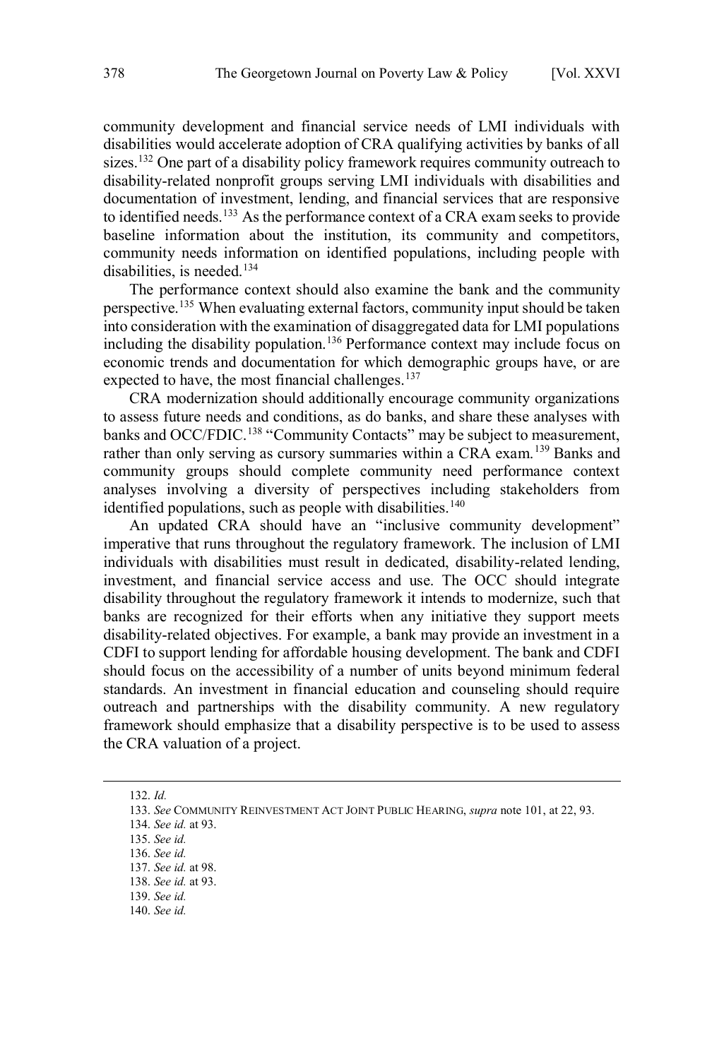community development and financial service needs of LMI individuals with disabilities would accelerate adoption of CRA qualifying activities by banks of all sizes.[132] One part of a disability policy framework requires community outreach to disability-related nonprofit groups serving LMI individuals with disabilities and documentation of investment, lending, and financial services that are responsive to identified needs.[133] As the performance context of a CRA exam seeks to provide baseline information about the institution, its community and competitors, community needs information on identified populations, including people with disabilities, is needed.[134]

The performance context should also examine the bank and the community perspective.[135] When evaluating external factors, community input should be taken into consideration with the examination of disaggregated data for LMI populations including the disability population.[136] Performance context may include focus on economic trends and documentation for which demographic groups have, or are expected to have, the most financial challenges.[137]

CRA modernization should additionally encourage community organizations to assess future needs and conditions, as do banks, and share these analyses with banks and OCC/FDIC.[138] "Community Contacts" may be subject to measurement, rather than only serving as cursory summaries within a CRA exam.[139] Banks and community groups should complete community need performance context analyses involving a diversity of perspectives including stakeholders from identified populations, such as people with disabilities.[140]

An updated CRA should have an "inclusive community development" imperative that runs throughout the regulatory framework. The inclusion of LMI individuals with disabilities must result in dedicated, disability-related lending, investment, and financial service access and use. The OCC should integrate disability throughout the regulatory framework it intends to modernize, such that banks are recognized for their efforts when any initiative they support meets disability-related objectives. For example, a bank may provide an investment in a CDFI to support lending for affordable housing development. The bank and CDFI should focus on the accessibility of a number of units beyond minimum federal standards. An investment in financial education and counseling should require outreach and partnerships with the disability community. A new regulatory framework should emphasize that a disability perspective is to be used to assess the CRA valuation of a project.

---

132. *Id.*

133. *See* COMMUNITY REINVESTMENT ACT JOINT PUBLIC HEARING, *supra* note 101, at 22, 93.

134. *See id.* at 93.

135. *See id.*

136. *See id.*

137. *See id.* at 98.

138. *See id.* at 93.

139. *See id.*

140. *See id.*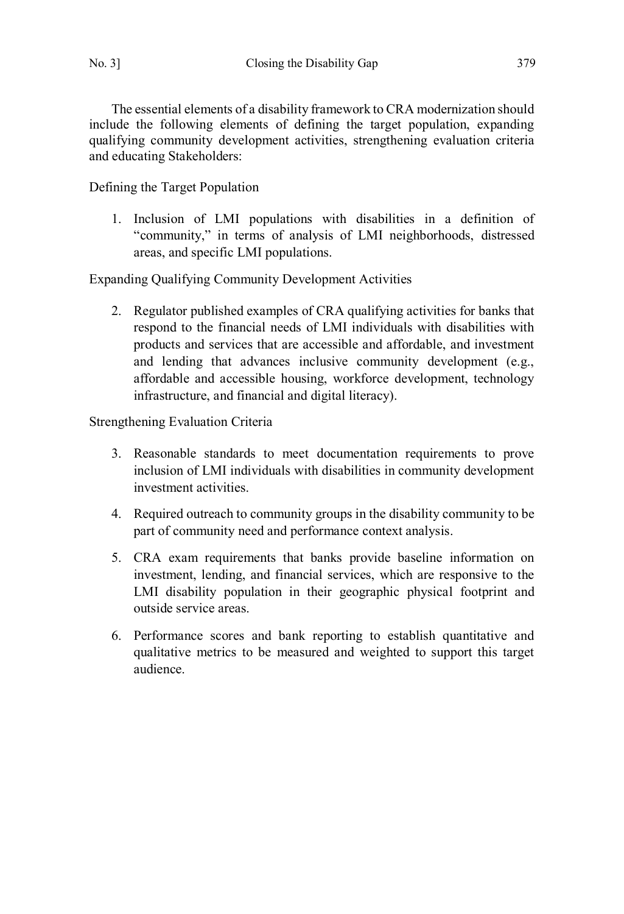The essential elements of a disability framework to CRA modernization should include the following elements of defining the target population, expanding qualifying community development activities, strengthening evaluation criteria and educating Stakeholders:

Defining the Target Population

1. Inclusion of LMI populations with disabilities in a definition of "community," in terms of analysis of LMI neighborhoods, distressed areas, and specific LMI populations.

Expanding Qualifying Community Development Activities

2. Regulator published examples of CRA qualifying activities for banks that respond to the financial needs of LMI individuals with disabilities with products and services that are accessible and affordable, and investment and lending that advances inclusive community development (e.g., affordable and accessible housing, workforce development, technology infrastructure, and financial and digital literacy).

Strengthening Evaluation Criteria

3. Reasonable standards to meet documentation requirements to prove inclusion of LMI individuals with disabilities in community development investment activities.

4. Required outreach to community groups in the disability community to be part of community need and performance context analysis.

5. CRA exam requirements that banks provide baseline information on investment, lending, and financial services, which are responsive to the LMI disability population in their geographic physical footprint and outside service areas.

6. Performance scores and bank reporting to establish quantitative and qualitative metrics to be measured and weighted to support this target audience.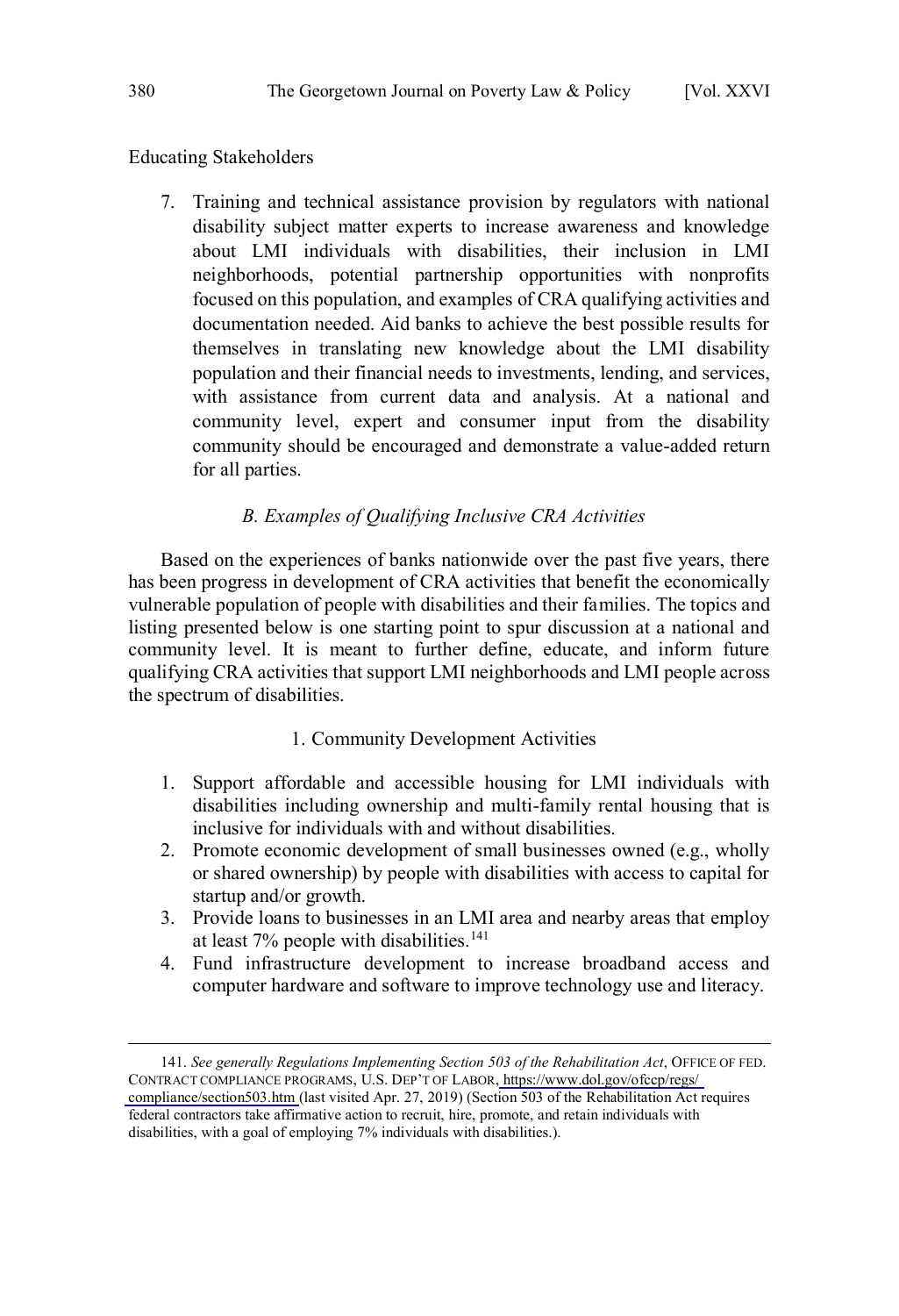Educating Stakeholders

7. Training and technical assistance provision by regulators with national disability subject matter experts to increase awareness and knowledge about LMI individuals with disabilities, their inclusion in LMI neighborhoods, potential partnership opportunities with nonprofits focused on this population, and examples of CRA qualifying activities and documentation needed. Aid banks to achieve the best possible results for themselves in translating new knowledge about the LMI disability population and their financial needs to investments, lending, and services, with assistance from current data and analysis. At a national and community level, expert and consumer input from the disability community should be encouraged and demonstrate a value-added return for all parties.

### *B. Examples of Qualifying Inclusive CRA Activities*

Based on the experiences of banks nationwide over the past five years, there has been progress in development of CRA activities that benefit the economically vulnerable population of people with disabilities and their families. The topics and listing presented below is one starting point to spur discussion at a national and community level. It is meant to further define, educate, and inform future qualifying CRA activities that support LMI neighborhoods and LMI people across the spectrum of disabilities.

#### 1. Community Development Activities

1. Support affordable and accessible housing for LMI individuals with disabilities including ownership and multi-family rental housing that is inclusive for individuals with and without disabilities.
2. Promote economic development of small businesses owned (e.g., wholly or shared ownership) by people with disabilities with access to capital for startup and/or growth.
3. Provide loans to businesses in an LMI area and nearby areas that employ at least 7% people with disabilities.[141]
4. Fund infrastructure development to increase broadband access and computer hardware and software to improve technology use and literacy.

---

141. *See generally Regulations Implementing Section 503 of the Rehabilitation Act*, OFFICE OF FED. CONTRACT COMPLIANCE PROGRAMS, U.S. DEP'T OF LABOR, https://www.dol.gov/ofccp/regs/compliance/section503.htm (last visited Apr. 27, 2019) (Section 503 of the Rehabilitation Act requires federal contractors take affirmative action to recruit, hire, promote, and retain individuals with disabilities, with a goal of employing 7% individuals with disabilities.).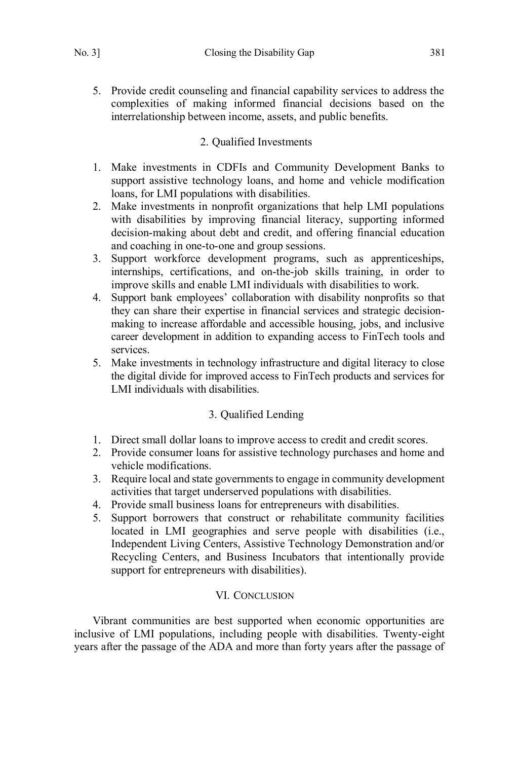5. Provide credit counseling and financial capability services to address the complexities of making informed financial decisions based on the interrelationship between income, assets, and public benefits.

#### 2. Qualified Investments

1. Make investments in CDFIs and Community Development Banks to support assistive technology loans, and home and vehicle modification loans, for LMI populations with disabilities.
2. Make investments in nonprofit organizations that help LMI populations with disabilities by improving financial literacy, supporting informed decision-making about debt and credit, and offering financial education and coaching in one-to-one and group sessions.
3. Support workforce development programs, such as apprenticeships, internships, certifications, and on-the-job skills training, in order to improve skills and enable LMI individuals with disabilities to work.
4. Support bank employees' collaboration with disability nonprofits so that they can share their expertise in financial services and strategic decision-making to increase affordable and accessible housing, jobs, and inclusive career development in addition to expanding access to FinTech tools and services.
5. Make investments in technology infrastructure and digital literacy to close the digital divide for improved access to FinTech products and services for LMI individuals with disabilities.

#### 3. Qualified Lending

1. Direct small dollar loans to improve access to credit and credit scores.
2. Provide consumer loans for assistive technology purchases and home and vehicle modifications.
3. Require local and state governments to engage in community development activities that target underserved populations with disabilities.
4. Provide small business loans for entrepreneurs with disabilities.
5. Support borrowers that construct or rehabilitate community facilities located in LMI geographies and serve people with disabilities (i.e., Independent Living Centers, Assistive Technology Demonstration and/or Recycling Centers, and Business Incubators that intentionally provide support for entrepreneurs with disabilities).

## VI. Conclusion

Vibrant communities are best supported when economic opportunities are inclusive of LMI populations, including people with disabilities. Twenty-eight years after the passage of the ADA and more than forty years after the passage of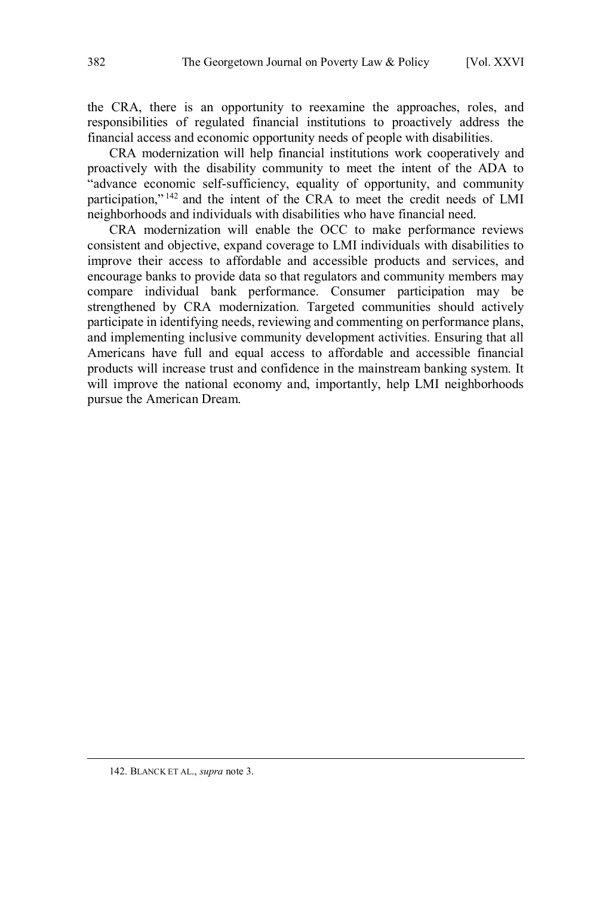the CRA, there is an opportunity to reexamine the approaches, roles, and responsibilities of regulated financial institutions to proactively address the financial access and economic opportunity needs of people with disabilities.

CRA modernization will help financial institutions work cooperatively and proactively with the disability community to meet the intent of the ADA to "advance economic self-sufficiency, equality of opportunity, and community participation,"[142] and the intent of the CRA to meet the credit needs of LMI neighborhoods and individuals with disabilities who have financial need.

CRA modernization will enable the OCC to make performance reviews consistent and objective, expand coverage to LMI individuals with disabilities to improve their access to affordable and accessible products and services, and encourage banks to provide data so that regulators and community members may compare individual bank performance. Consumer participation may be strengthened by CRA modernization. Targeted communities should actively participate in identifying needs, reviewing and commenting on performance plans, and implementing inclusive community development activities. Ensuring that all Americans have full and equal access to affordable and accessible financial products will increase trust and confidence in the mainstream banking system. It will improve the national economy and, importantly, help LMI neighborhoods pursue the American Dream.

142. BLANCK ET AL., *supra* note 3.